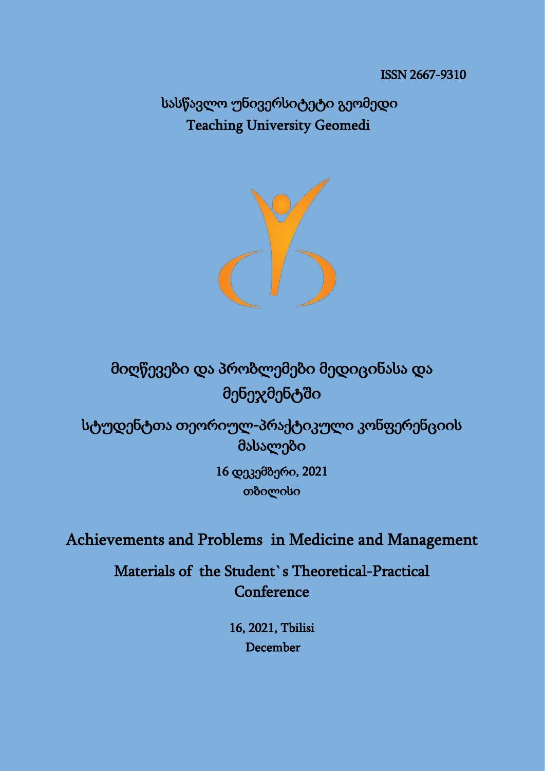ISSN 2667-9310

სასწავლო უნივერსიტეტი გეომედი

Teaching University Geomedi

# მიღწევები და პრობლემები მედიცინასა და მენეჯმენტში

## სტუდენტთა თეორიულ-პრაქტიკული კონფერენციის მასალები

16 დეკემბერი, 2021

თბილისი

# Achievements and Problems in Medicine and Management

## Materials of the Student`s Theoretical-Practical Conference

16, 2021, Tbilisi

December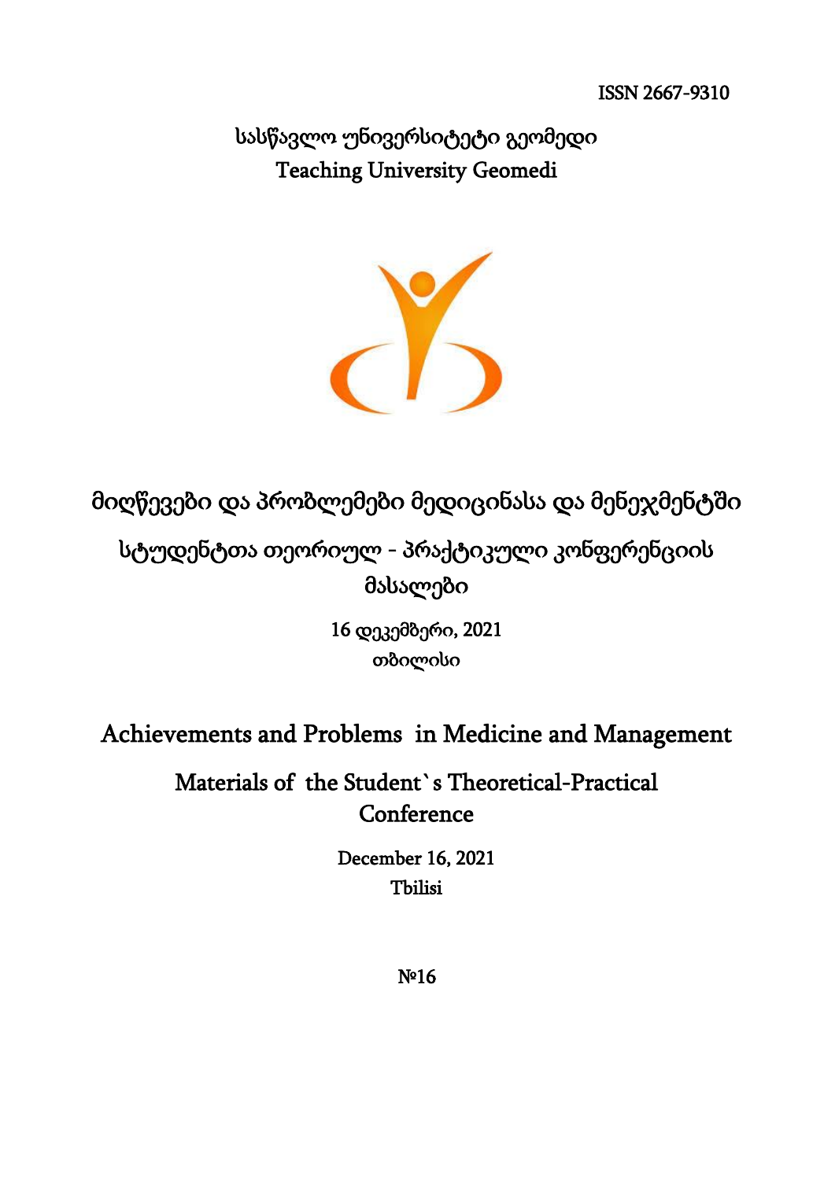ISSN 2667-9310

სასწავლო უნივერსიტეტი გეომედი
Teaching University Geomedi

# მიღწევები და პრობლემები მედიცინასა და მენეჯმენტში

## სტუდენტთა თეორიულ - პრაქტიკული კონფერენციის მასალები

16 დეკემბერი, 2021
თბილისი

# Achievements and Problems in Medicine and Management

## Materials of the Student`s Theoretical-Practical Conference

December 16, 2021
Tbilisi

№16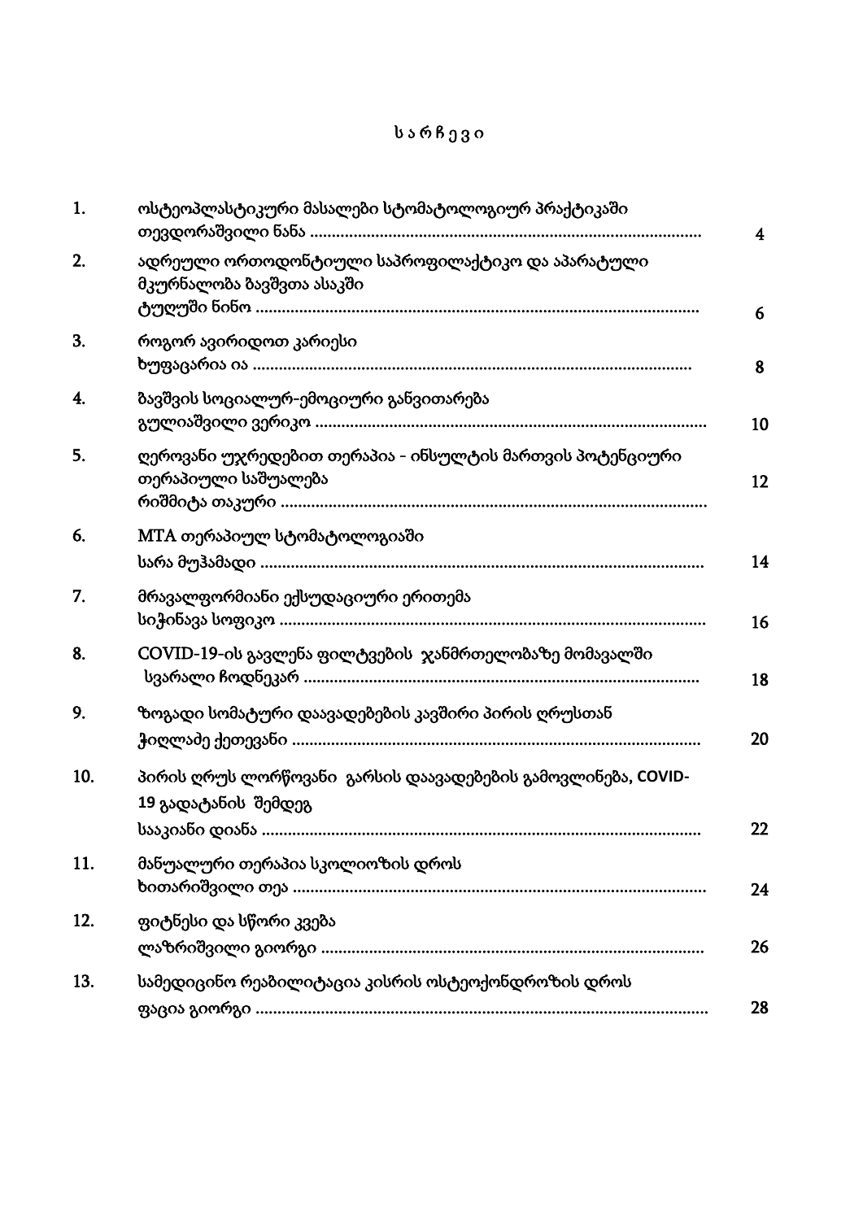# ს ა რ ჩ ე ვ ი

| | | |
|---|---|---|
| 1. | ოსტეოპლასტიკური მასალები სტომატოლოგიურ პრაქტიკაში<br>თევდორაშვილი ნანა ........................................................................................ | 4 |
| 2. | ადრეული ორთოდონტიული საპროფილაქტიკო და აპარატული მკურნალობა ბავშვთა ასაკში<br>ტუღუში ნინო ................................................................................................. | 6 |
| 3. | როგორ ავირიდოთ კარიესი<br>ხუფაცარია ია .................................................................................................. | 8 |
| 4. | ბავშვის სოციალურ-ემოციური განვითარება<br>გულიაშვილი ვერიკო ...................................................................................... | 10 |
| 5. | ღეროვანი უჯრედებით თერაპია - ინსულტის მართვის პოტენციური თერაპიული საშუალება<br>რიშმიტა თაკური ............................................................................................... | 12 |
| 6. | MTA თერაპიულ სტომატოლოგიაში<br>სარა მუჰამადი .................................................................................................. | 14 |
| 7. | მრავალფორმიანი ექსუდაციური ერითემა<br>სიჭინავა სოფიკო .............................................................................................. | 16 |
| 8. | COVID-19-ის გავლენა ფილტვების ჯანმრთელობაზე მომავალში<br>სვარალი ჩოდნეკარ ......................................................................................... | 18 |
| 9. | ზოგადი სომატური დაავადებების კავშირი პირის ღრუსთან<br>ჭიღლაძე ქეთევანი ............................................................................................ | 20 |
| 10. | პირის ღრუს ლორწოვანი გარსის დაავადებების გამოვლინება, COVID-19 გადატანის შემდეგ<br>სააკიანი დიანა ................................................................................................... | 22 |
| 11. | მანუალური თერაპია სკოლიოზის დროს<br>ხითარიშვილი თეა ............................................................................................ | 24 |
| 12. | ფიტნესი და სწორი კვება<br>ლაზრიშვილი გიორგი ...................................................................................... | 26 |
| 13. | სამედიცინო რეაბილიტაცია კისრის ოსტეოქონდროზის დროს<br>ფაცია გიორგი ..................................................................................................... | 28 |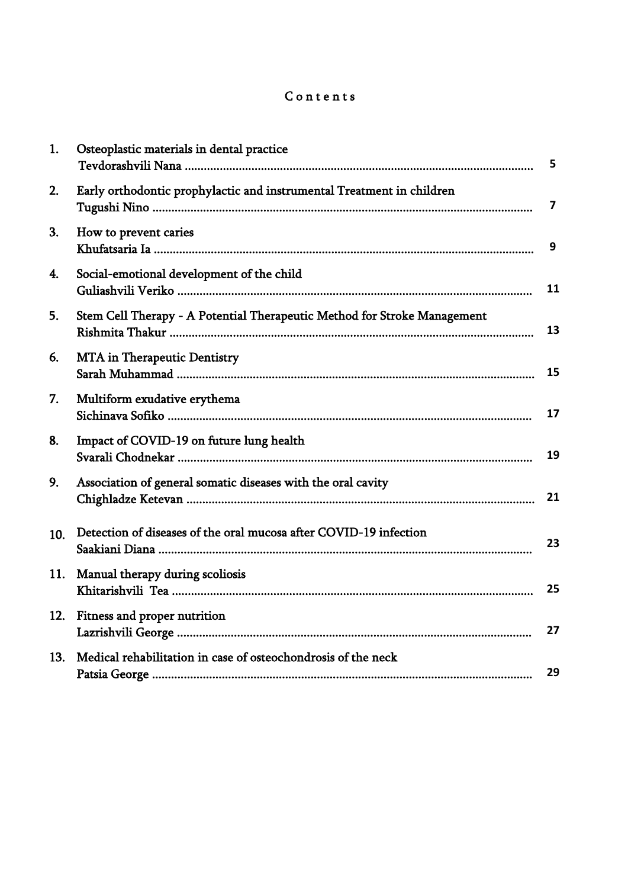# Contents

1. Osteoplastic materials in dental practice
   Tevdorashvili Nana ..... 5

2. Early orthodontic prophylactic and instrumental Treatment in children
   Tugushi Nino ..... 7

3. How to prevent caries
   Khufatsaria Ia ..... 9

4. Social-emotional development of the child
   Guliashvili Veriko ..... 11

5. Stem Cell Therapy - A Potential Therapeutic Method for Stroke Management
   Rishmita Thakur ..... 13

6. MTA in Therapeutic Dentistry
   Sarah Muhammad ..... 15

7. Multiform exudative erythema
   Sichinava Sofiko ..... 17

8. Impact of COVID-19 on future lung health
   Svarali Chodnekar ..... 19

9. Association of general somatic diseases with the oral cavity
   Chighladze Ketevan ..... 21

10. Detection of diseases of the oral mucosa after COVID-19 infection
    Saakiani Diana ..... 23

11. Manual therapy during scoliosis
    Khitarishvili Tea ..... 25

12. Fitness and proper nutrition
    Lazrishvili George ..... 27

13. Medical rehabilitation in case of osteochondrosis of the neck
    Patsia George ..... 29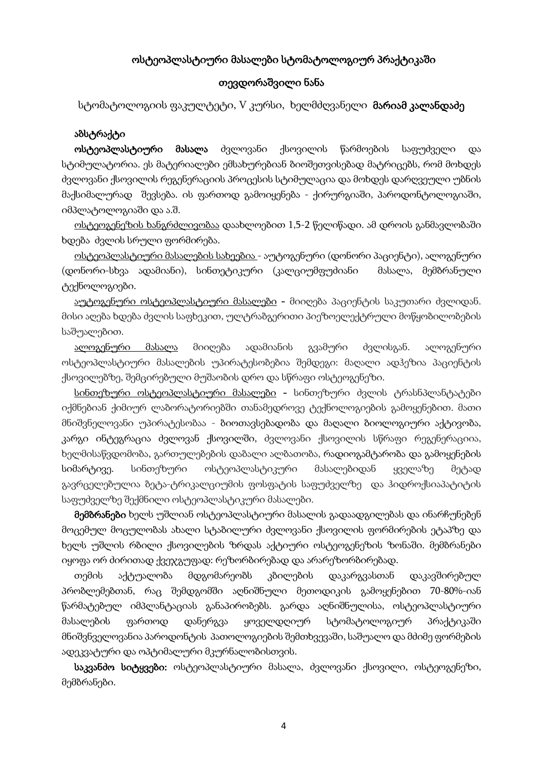## ოსტეოპლასტიური მასალები სტომატოლოგიურ პრაქტიკაში

**თევდორაშვილი ნანა**

სტომატოლოგიის ფაკულტეტი, V კურსი, ხელმძღვანელი **მარიამ კალანდაძე**

**აბსტრაქტი**

**ოსტეოპლასტიური მასალა** ძვლოვანი ქსოვილის წარმოების საფუძველი და სტიმულატორია. ეს მატერიალები ემსახურებიან ბიოშეთვისებად მატრიცებს, რომ მოხდეს ძვლოვანი ქსოვილის რეგენერაციის პროცესის სტიმულაცია და მოხდეს დარღვეული უბნის მაქსიმალურად შევსება. ის ფართოდ გამოიყენება - ქირურგიაში, პაროდონტოლოგიაში, იმპლატოლოგიაში და ა.შ.

ოსტეოგენეზის ხანგრძლივობაა დაახლოებით 1,5-2 წელიწადი. ამ დროის განმავლობაში ხდება ძვლის სრული ფორმირება.

ოსტეოპლასტიური მასალების სახეებია - აუტოგენური (დონორი პაციენტი), ალოგენური (დონორი-სხვა ადამიანი), სინთეტიკური (კალციუმფუძიანი მასალა, მემბრანული ტექნოლოგიები.

აუტოგენური ოსტეოპლასტიური მასალები – მიიღება პაციენტის საკუთარი ძვლიდან. მისი აღება ხდება ძვლის საფხეკით, ულტრაბგერითი პიეზოელექტრული მოწყობილობების საშუალებით.

ალოგენური მასალა მიიღება ადამიანის გვამური ძვლისგან. ალოგენური ოსტეოპლასტიური მასალების უპირატესობებია შემდეგი: მაღალი ადჰეზია პაციენტის ქსოვილებზე, შემცირებული მუშაობის დრო და სწრაფი ოსტეოგენეზი.

სინთეზური ოსტეოპლასტიური მასალები – სინთეზური ძვლის ტრასნპლანტატები იქმნებიან ქიმიურ ლაბორატორიებში თანამედროვე ტექნოლოგიების გამოყენებით. მათი მნიშვნელოვანი უპირატესობაა - ბიოთავსებადობა და მაღალი ბიოლოგიური აქტივობა, კარგი ინტეგრაცია ძვლოვან ქსოვილში, ძვლოვანი ქსოვილის სწრაფი რეგენერაციაა, ხელმისაწვდომობა, გართულებების დაბალი ალბათობა, რადიოგამტარობა და გამოყენების სიმარტივე. სინთეზური ოსტეოპლასტიკური მასალებიდან ყველაზე მეტად გავრცელებულია ბეტა-ტრიკალციუმის ფოსფატის საფუძველზე და ჰიდროქსიაპატიტის საფუძველზე შექმნილი ოსტეოპლასტიკური მასალები.

**მემბრანები** ხელს უშლიან ოსტეოპლასტიური მასალის გადაადგილებას და ინარჩუნებენ მოცემულ მოცულობას ახალი სტაბილური ძვლოვანი ქსოვილის ფორმირების ეტაპზე და ხელს უშლის რბილი ქსოვილების ზრდას აქტიური ოსტეოგენეზის ზონაში. მემბრანები იყოფა ორ ძირითად ქვეჯგუფად: რეზორბირებად და არარეზორბირებად.

თემის აქტუალობა მდგომარეობს კბილების დაკარგვასთან დაკავშირებულ პრობლემებთან, რაც შემდგომში აღნიშნული მეთოდიკის გამოყენებით 70-80%-იან წარმატებულ იმპლანტაციას განაპირობებს. გარდა აღნიშნულისა, ოსტეოპლასტიური მასალების ფართოდ დანერგვა ყოველდღიურ სტომატოლოგიურ პრაქტიკაში მნიშვნელოვანია პაროდონტის პათოლოგიების შემთხვევაში, საშუალო და მძიმე ფორმების ადეკვატური და ოპტიმალური მკურნალობისთვის.

**საკვანძო სიტყვები:** ოსტეოპლასტიური მასალა, ძვლოვანი ქსოვილი, ოსტეოგენეზი, მემბრანები.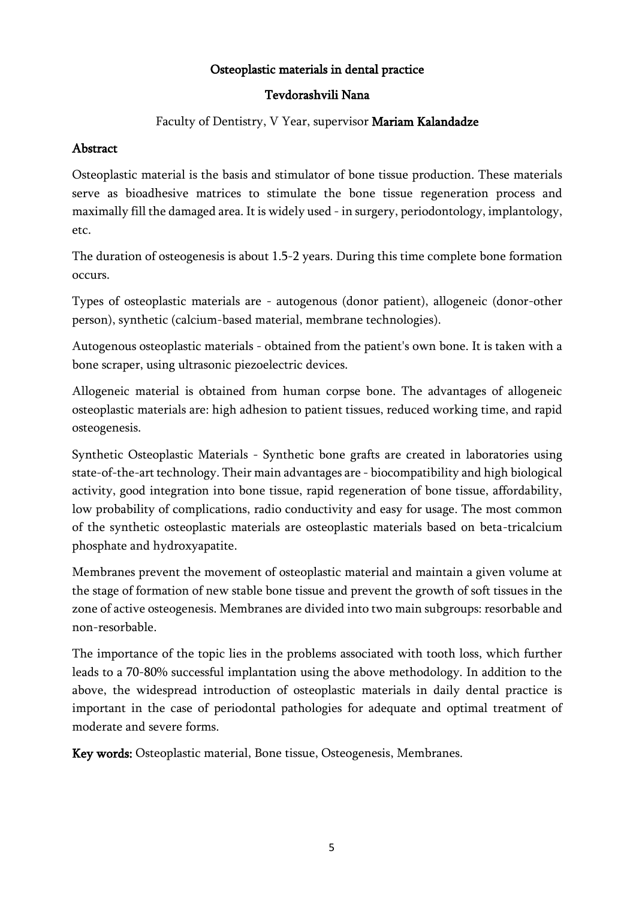# Osteoplastic materials in dental practice

**Tevdorashvili Nana**

Faculty of Dentistry, V Year, supervisor **Mariam Kalandadze**

## Abstract

Osteoplastic material is the basis and stimulator of bone tissue production. These materials serve as bioadhesive matrices to stimulate the bone tissue regeneration process and maximally fill the damaged area. It is widely used - in surgery, periodontology, implantology, etc.

The duration of osteogenesis is about 1.5-2 years. During this time complete bone formation occurs.

Types of osteoplastic materials are - autogenous (donor patient), allogeneic (donor-other person), synthetic (calcium-based material, membrane technologies).

Autogenous osteoplastic materials - obtained from the patient's own bone. It is taken with a bone scraper, using ultrasonic piezoelectric devices.

Allogeneic material is obtained from human corpse bone. The advantages of allogeneic osteoplastic materials are: high adhesion to patient tissues, reduced working time, and rapid osteogenesis.

Synthetic Osteoplastic Materials - Synthetic bone grafts are created in laboratories using state-of-the-art technology. Their main advantages are - biocompatibility and high biological activity, good integration into bone tissue, rapid regeneration of bone tissue, affordability, low probability of complications, radio conductivity and easy for usage. The most common of the synthetic osteoplastic materials are osteoplastic materials based on beta-tricalcium phosphate and hydroxyapatite.

Membranes prevent the movement of osteoplastic material and maintain a given volume at the stage of formation of new stable bone tissue and prevent the growth of soft tissues in the zone of active osteogenesis. Membranes are divided into two main subgroups: resorbable and non-resorbable.

The importance of the topic lies in the problems associated with tooth loss, which further leads to a 70-80% successful implantation using the above methodology. In addition to the above, the widespread introduction of osteoplastic materials in daily dental practice is important in the case of periodontal pathologies for adequate and optimal treatment of moderate and severe forms.

**Key words:** Osteoplastic material, Bone tissue, Osteogenesis, Membranes.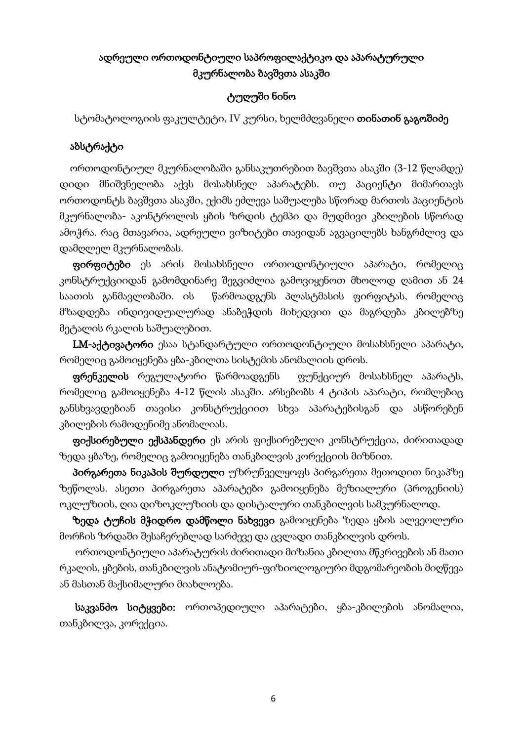## ადრეული ორთოდონტიული საპროფილაქტიკო და აპარატურული მკურნალობა ბავშვთა ასაკში

**ტუღუში ნინო**

სტომატოლოგიის ფაკულტეტი, IV კურსი, ხელმძღვანელი **თინათინ გაგოშიძე**

### აბსტრაქტი

ორთოდონტიულ მკურნალობაში განსაკუთრებით ბავშვთა ასაკში (3-12 წლამდე) დიდი მნიშვნელობა აქვს მოსახსნელ აპარატებს. თუ პაციენტი მიმართავს ორთოდონტს ბავშვთა ასაკში, ექიმს ეძლევა საშუალება სწორად მართოს პაციენტის მკურნალობა- აკონტროლოს ყბის ზრდის ტემპი და მუდმივი კბილების სწორად ამოჭრა. რაც მთავარია, ადრეული ვიზიტები თავიდან აგვაცილებს ხანგრძლივ და დამღლელ მკურნალობას.

**ფირფიტები** ეს არის მოსახსნელი ორთოდონტიული აპარატი, რომელიც კონსტრუქციიდან გამომდინარე შეგვიძლია გამოვიყენოთ მხოლოდ ღამით ან 24 საათის განმავლობაში. ის წარმოადგენს პლასტმასის ფირფიტას, რომელიც მზადდება ინდივიდუალურად ანაბეჭდის მიხედვით და მაგრდება კბილებზე მეტალის რკალის საშუალებით.

**LM-აქტივატორი** ესაა სტანდარტული ორთოდონტიული მოსახსნელი აპარატი, რომელიც გამოიყენება ყბა-კბილთა სისტემის ანომალიის დროს.

**ფრენკელის** რეგულატორი წარმოადგენს ფუნქციურ მოსახსნელ აპარატს, რომელიც გამოიყენება 4-12 წლის ასაკში. არსებობს 4 ტიპის აპარატი, რომლებიც განსხვავდებიან თავისი კონსტრუქციით სხვა აპარატებისგან და ასწორებენ კბილების რამოდენიმე ანომალიას.

**ფიქსირებული ექსპანდერი** ეს არის ფიქსირებული კონსტრუქცია, ძირითადად ზედა ყბაზე, რომელიც გამოიყენება თანკბილვის კორექციის მიზნით.

**პირგარეთა ნიკაპის შურდული** უზრუნველყოფს პირგარეთა მეთოდით ნიკაპზე ზეწოლას. ასეთი პირგარეთა აპარატები გამოიყენება მეზიალური (პროგენიის) ოკლუზიის, ღია დიზოკლუზიის და დისტალური თანკბილვის სამკურნალოდ.

**ზედა ტუჩის მჭიდრო დამწოლი ნახვევი** გამოიყენება ზედა ყბის ალვეოლური მორჩის ზრდაში შესაჩერებლად სარძევე და ცვლადი თანკბილვის დროს.

ორთოდონტიული აპარატურის ძირითადი მიზანია კბილთა მწკრივების ან მათი რკალის, ყბების, თანკბილვის ანატომიურ-ფიზიოლოგიური მდგომარეობის მიღწევა ან მასთან მაქსიმალური მიახლოება.

**საკვანძო სიტყვები:** ორთოპედიული აპარატები, ყბა-კბილების ანომალია, თანკბილვა, კორექცია.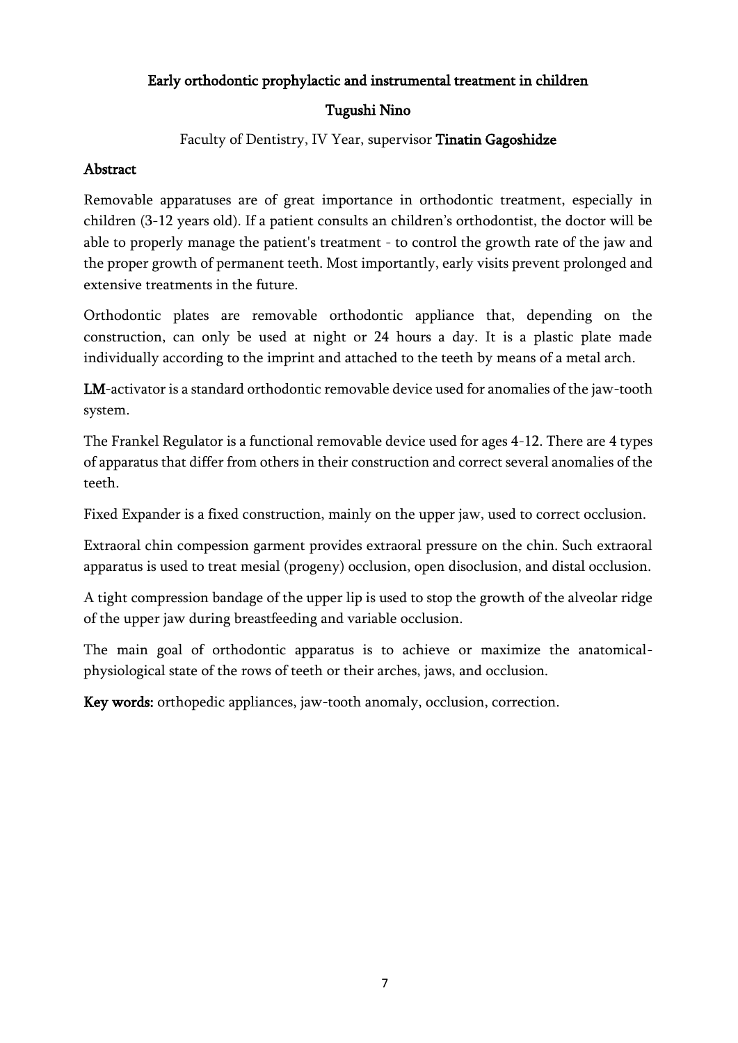## Early orthodontic prophylactic and instrumental treatment in children

**Tugushi Nino**

Faculty of Dentistry, IV Year, supervisor **Tinatin Gagoshidze**

### Abstract

Removable apparatuses are of great importance in orthodontic treatment, especially in children (3-12 years old). If a patient consults an children's orthodontist, the doctor will be able to properly manage the patient's treatment - to control the growth rate of the jaw and the proper growth of permanent teeth. Most importantly, early visits prevent prolonged and extensive treatments in the future.

Orthodontic plates are removable orthodontic appliance that, depending on the construction, can only be used at night or 24 hours a day. It is a plastic plate made individually according to the imprint and attached to the teeth by means of a metal arch.

**LM**-activator is a standard orthodontic removable device used for anomalies of the jaw-tooth system.

The Frankel Regulator is a functional removable device used for ages 4-12. There are 4 types of apparatus that differ from others in their construction and correct several anomalies of the teeth.

Fixed Expander is a fixed construction, mainly on the upper jaw, used to correct occlusion.

Extraoral chin compession garment provides extraoral pressure on the chin. Such extraoral apparatus is used to treat mesial (progeny) occlusion, open disoclusion, and distal occlusion.

A tight compression bandage of the upper lip is used to stop the growth of the alveolar ridge of the upper jaw during breastfeeding and variable occlusion.

The main goal of orthodontic apparatus is to achieve or maximize the anatomical-physiological state of the rows of teeth or their arches, jaws, and occlusion.

**Key words:** orthopedic appliances, jaw-tooth anomaly, occlusion, correction.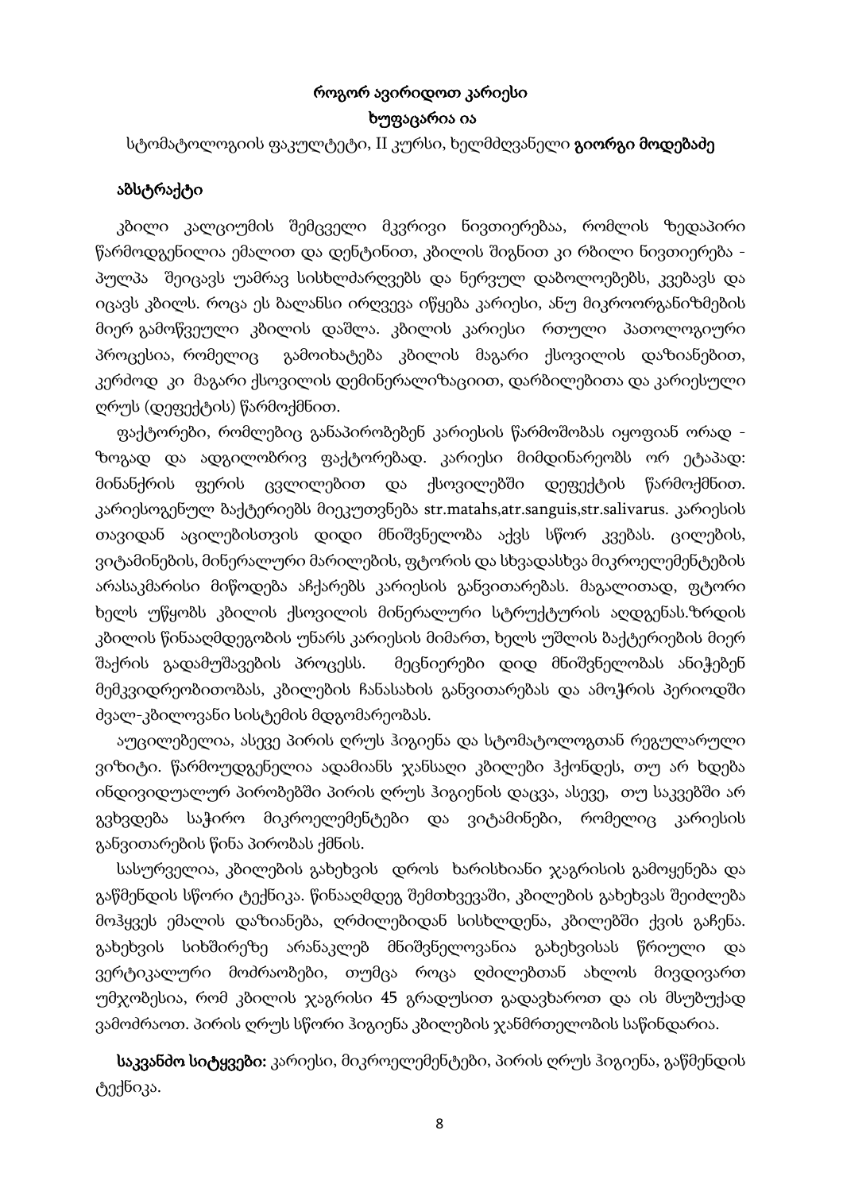# როგორ ავირიდოთ კარიესი

**ხუფაცარია ია**

სტომატოლოგიის ფაკულტეტი, II კურსი, ხელმძღვანელი **გიორგი მოდებაძე**

## აბსტრაქტი

კბილი კალციუმის შემცველი მკვრივი ნივთიერებაა, რომლის ზედაპირი წარმოდგენილია ემალით და დენტინით, კბილის შიგნით კი რბილი ნივთიერება - პულპა შეიცავს უამრავ სისხლძარღვებს და ნერვულ დაბოლოებებს, კვებავს და იცავს კბილს. როცა ეს ბალანსი ირღვევა იწყება კარიესი, ანუ მიკროორგანიზმების მიერ გამოწვეული კბილის დაშლა. კბილის კარიესი რთული პათოლოგიური პროცესია, რომელიც გამოიხატება კბილის მაგარი ქსოვილის დაზიანებით, კერძოდ კი მაგარი ქსოვილის დემინერალიზაციით, დარბილებითა და კარიესული ღრუს (დეფექტის) წარმოქმნით.

ფაქტორები, რომლებიც განაპირობებენ კარიესის წარმოშობას იყოფიან ორად - ზოგად და ადგილობრივ ფაქტორებად. კარიესი მიმდინარეობს ორ ეტაპად: მინანქრის ფერის ცვლილებით და ქსოვილებში დეფექტის წარმოქმნით. კარიესოგენულ ბაქტერიებს მიეკუთვნება str.matahs,atr.sanguis,str.salivarus. კარიესის თავიდან აცილებისთვის დიდი მნიშვნელობა აქვს სწორ კვებას. ცილების, ვიტამინების, მინერალური მარილების, ფტორის და სხვადასხვა მიკროელემენტების არასაკმარისი მიწოდება აჩქარებს კარიესის განვითარებას. მაგალითად, ფტორი ხელს უწყობს კბილის ქსოვილის მინერალური სტრუქტურის აღდგენას.ზრდის კბილის წინააღმდეგობის უნარს კარიესის მიმართ, ხელს უშლის ბაქტერიების მიერ შაქრის გადამუშავების პროცესს. მეცნიერები დიდ მნიშვნელობას ანიჭებენ მემკვიდრეობითობას, კბილების ჩანასახის განვითარებას და ამოჭრის პერიოდში ძვალ-კბილოვანი სისტემის მდგომარეობას.

აუცილებელია, ასევე პირის ღრუს ჰიგიენა და სტომატოლოგთან რეგულარული ვიზიტი. წარმოუდგენელია ადამიანს ჯანსაღი კბილები ჰქონდეს, თუ არ ხდება ინდივიდუალურ პირობებში პირის ღრუს ჰიგიენის დაცვა, ასევე, თუ საკვებში არ გვხვდება საჭირო მიკროელემენტები და ვიტამინები, რომელიც კარიესის განვითარების წინა პირობას ქმნის.

სასურველია, კბილების გახეხვის დროს ხარისხიანი ჯაგრისის გამოყენება და გაწმენდის სწორი ტექნიკა. წინააღმდეგ შემთხვევაში, კბილების გახეხვას შეიძლება მოჰყვეს ემალის დაზიანება, ღრძილებიდან სისხლდენა, კბილებში ქვის გაჩენა. გახეხვის სიხშირეზე არანაკლებ მნიშვნელოვანია გახეხვისას წრიული და ვერტიკალური მოძრაობები, თუმცა როცა ღძილებთან ახლოს მივდივართ უმჯობესია, რომ კბილის ჯაგრისი 45 გრადუსით გადავხაროთ და ის მსუბუქად ვამოძრაოთ. პირის ღრუს სწორი ჰიგიენა კბილების ჯანმრთელობის საწინდარია.

**საკვანძო სიტყვები:** კარიესი, მიკროელემენტები, პირის ღრუს ჰიგიენა, გაწმენდის ტექნიკა.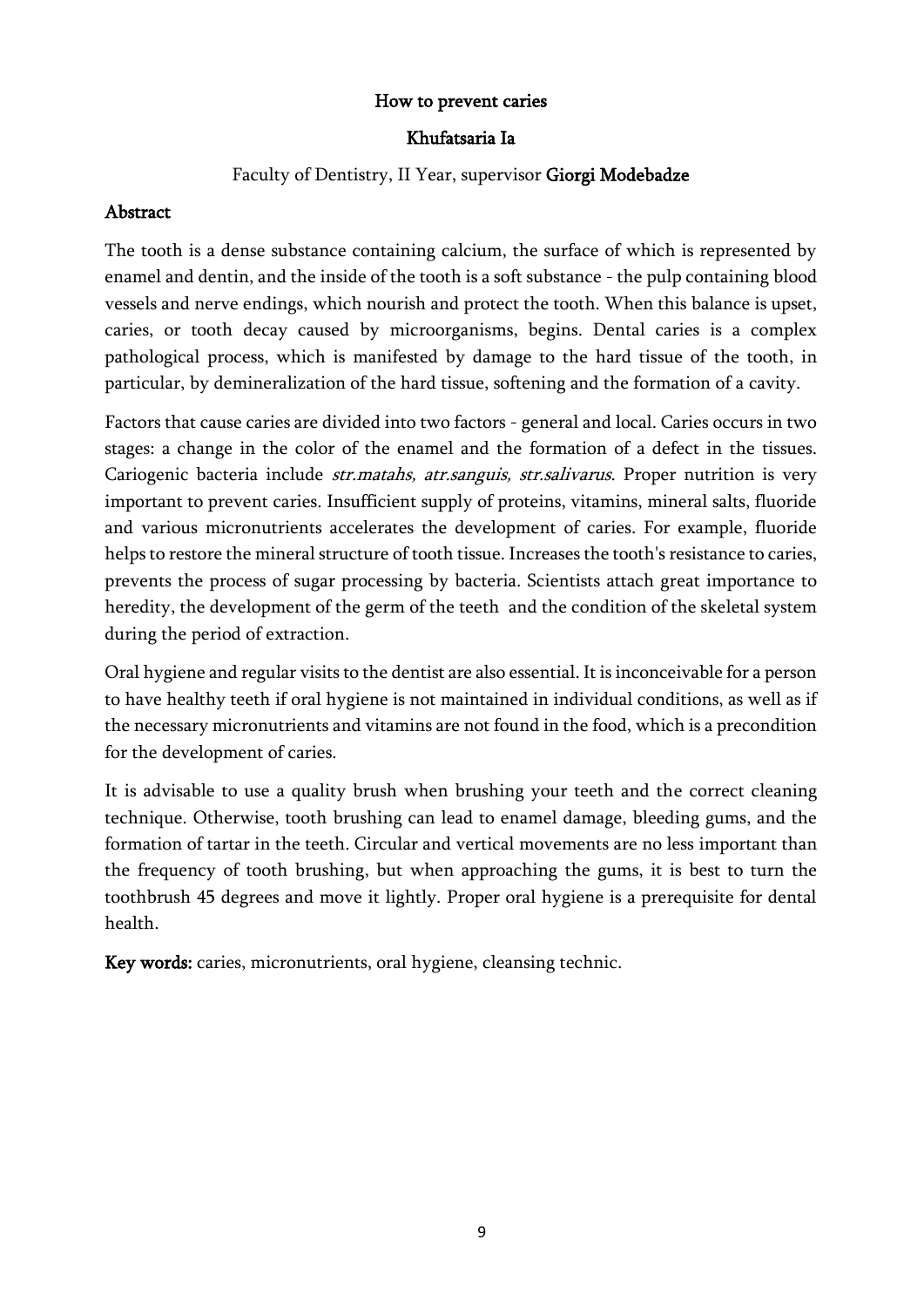# How to prevent caries

**Khufatsaria Ia**

Faculty of Dentistry, II Year, supervisor **Giorgi Modebadze**

## Abstract

The tooth is a dense substance containing calcium, the surface of which is represented by enamel and dentin, and the inside of the tooth is a soft substance - the pulp containing blood vessels and nerve endings, which nourish and protect the tooth. When this balance is upset, caries, or tooth decay caused by microorganisms, begins. Dental caries is a complex pathological process, which is manifested by damage to the hard tissue of the tooth, in particular, by demineralization of the hard tissue, softening and the formation of a cavity.

Factors that cause caries are divided into two factors - general and local. Caries occurs in two stages: a change in the color of the enamel and the formation of a defect in the tissues. Cariogenic bacteria include *str.matahs, atr.sanguis, str.salivarus*. Proper nutrition is very important to prevent caries. Insufficient supply of proteins, vitamins, mineral salts, fluoride and various micronutrients accelerates the development of caries. For example, fluoride helps to restore the mineral structure of tooth tissue. Increases the tooth's resistance to caries, prevents the process of sugar processing by bacteria. Scientists attach great importance to heredity, the development of the germ of the teeth and the condition of the skeletal system during the period of extraction.

Oral hygiene and regular visits to the dentist are also essential. It is inconceivable for a person to have healthy teeth if oral hygiene is not maintained in individual conditions, as well as if the necessary micronutrients and vitamins are not found in the food, which is a precondition for the development of caries.

It is advisable to use a quality brush when brushing your teeth and the correct cleaning technique. Otherwise, tooth brushing can lead to enamel damage, bleeding gums, and the formation of tartar in the teeth. Circular and vertical movements are no less important than the frequency of tooth brushing, but when approaching the gums, it is best to turn the toothbrush 45 degrees and move it lightly. Proper oral hygiene is a prerequisite for dental health.

**Key words:** caries, micronutrients, oral hygiene, cleansing technic.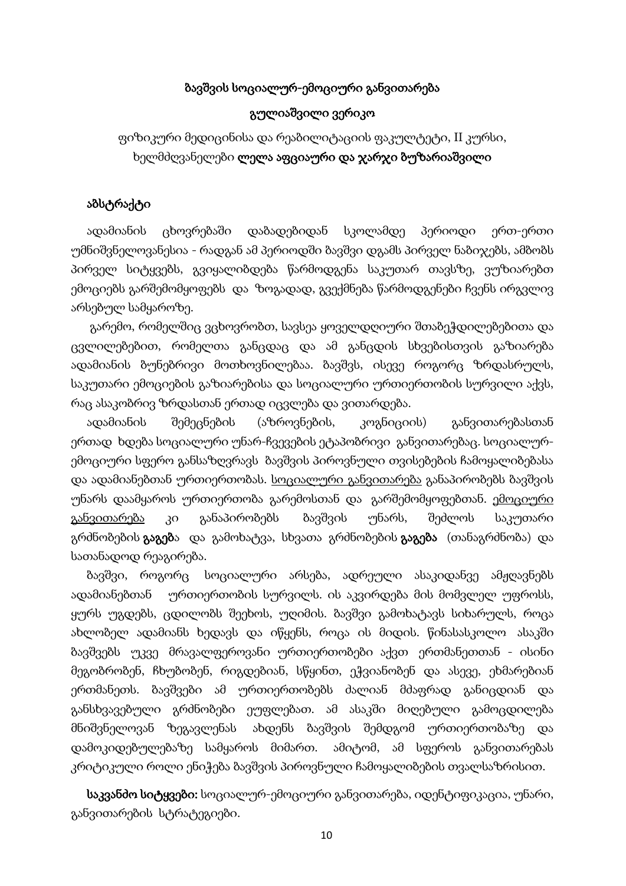**ბავშვის სოციალურ-ემოციური განვითარება**

**გულიაშვილი ვერიკო**

ფიზიკური მედიცინისა და რეაბილიტაციის ფაკულტეტი, II კურსი, ხელმძღვანელები **ლელა აფციაური და ჯარჯი ბუზარიაშვილი**

**აბსტრაქტი**

ადამიანის ცხოვრებაში დაბადებიდან სკოლამდე პერიოდი ერთ-ერთი უმნიშვნელოვანესია - რადგან ამ პერიოდში ბავშვი დგამს პირველ ნაბიჯებს, ამბობს პირველ სიტყვებს, გვიყალიბდება წარმოდგენა საკუთარ თავსზე, ვუზიარებთ ემოციებს გარშემომყოფებს და ზოგადად, გვექმნება წარმოდგენები ჩვენს ირგვლივ არსებულ სამყაროზე.

გარემო, რომელშიც ვცხოვრობთ, სავსეა ყოველდღიური შთაბეჭდილებებითა და ცვლილებებით, რომელთა განცდაც და ამ განცდის სხვებისთვის გაზიარება ადამიანის ბუნებრივი მოთხოვნილებაა. ბავშვს, ისევე როგორც ზრდასრულს, საკუთარი ემოციების გაზიარებისა და სოციალური ურთიერთობის სურვილი აქვს, რაც ასაკობრივ ზრდასთან ერთად იცვლება და ვითარდება.

ადამიანის შემეცნების (აზროვნების, კოგნიციის) განვითარებასთან ერთად ხდება სოციალური უნარ-ჩვევების ეტაპობრივი განვითარებაც. სოციალურ-ემოციური სფერო განსაზღვრავს ბავშვის პიროვნული თვისებების ჩამოყალიბებასა და ადამიანებთან ურთიერთობას. <u>სოციალური განვითარება</u> განაპირობებს ბავშვის უნარს დაამყაროს ურთიერთობა გარემოსთან და გარშემომყოფებთან. <u>ემოციური განვითარება</u> კი განაპირობებს ბავშვის უნარს, შეძლოს საკუთარი გრძნობების **გაგებ**ა და გამოხატვა, სხვათა გრძნობების **გაგება** (თანაგრძნობა) და სათანადოდ რეაგირება.

ბავშვი, როგორც სოციალური არსება, ადრეული ასაკიდანვე ამჟღავნებს ადამიანებთან ურთიერთობის სურვილს. ის აკვირდება მის მომვლელ უფროსს, ყურს უგდებს, ცდილობს შეეხოს, უღიმის. ბავშვი გამოხატავს სიხარულს, როცა ახლობელ ადამიანს ხედავს და იწყენს, როცა ის მიდის. წინასასკოლო ასაკში ბავშვებს უკვე მრავალფეროვანი ურთიერთობები აქვთ ერთმანეთთან - ისინი მეგობრობენ, ჩხუბობენ, რიგდებიან, სწყინთ, ეჭვიანობენ და ასევე, ეხმარებიან ერთმანეთს. ბავშვები ამ ურთიერთობებს ძალიან მძაფრად განიცდიან და განსხვავებული გრძნობები ეუფლებათ. ამ ასაკში მიღებული გამოცდილება მნიშვნელოვან ზეგავლენას ახდენს ბავშვის შემდგომ ურთიერთობაზე და დამოკიდებულებაზე სამყაროს მიმართ. ამიტომ, ამ სფეროს განვითარებას კრიტიკული როლი ენიჭება ბავშვის პიროვნული ჩამოყალიბების თვალსაზრისით.

**საკვანძო სიტყვები:** სოციალურ-ემოციური განვითარება, იდენტიფიკაცია, უნარი, განვითარების სტრატეგიები.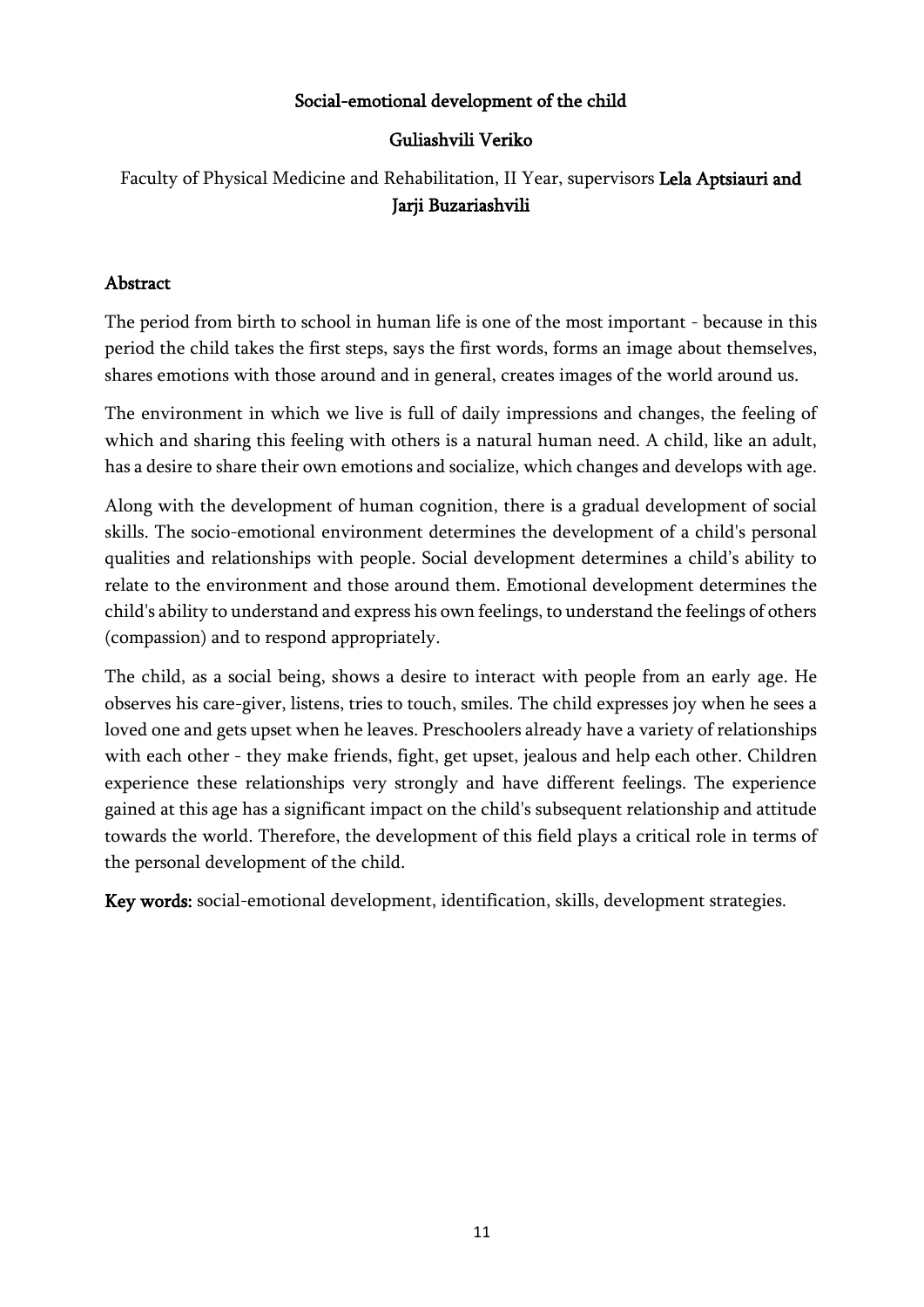# Social-emotional development of the child

**Guliashvili Veriko**

Faculty of Physical Medicine and Rehabilitation, II Year, supervisors **Lela Aptsiauri and Jarji Buzariashvili**

## Abstract

The period from birth to school in human life is one of the most important - because in this period the child takes the first steps, says the first words, forms an image about themselves, shares emotions with those around and in general, creates images of the world around us.

The environment in which we live is full of daily impressions and changes, the feeling of which and sharing this feeling with others is a natural human need. A child, like an adult, has a desire to share their own emotions and socialize, which changes and develops with age.

Along with the development of human cognition, there is a gradual development of social skills. The socio-emotional environment determines the development of a child's personal qualities and relationships with people. Social development determines a child's ability to relate to the environment and those around them. Emotional development determines the child's ability to understand and express his own feelings, to understand the feelings of others (compassion) and to respond appropriately.

The child, as a social being, shows a desire to interact with people from an early age. He observes his care-giver, listens, tries to touch, smiles. The child expresses joy when he sees a loved one and gets upset when he leaves. Preschoolers already have a variety of relationships with each other - they make friends, fight, get upset, jealous and help each other. Children experience these relationships very strongly and have different feelings. The experience gained at this age has a significant impact on the child's subsequent relationship and attitude towards the world. Therefore, the development of this field plays a critical role in terms of the personal development of the child.

**Key words:** social-emotional development, identification, skills, development strategies.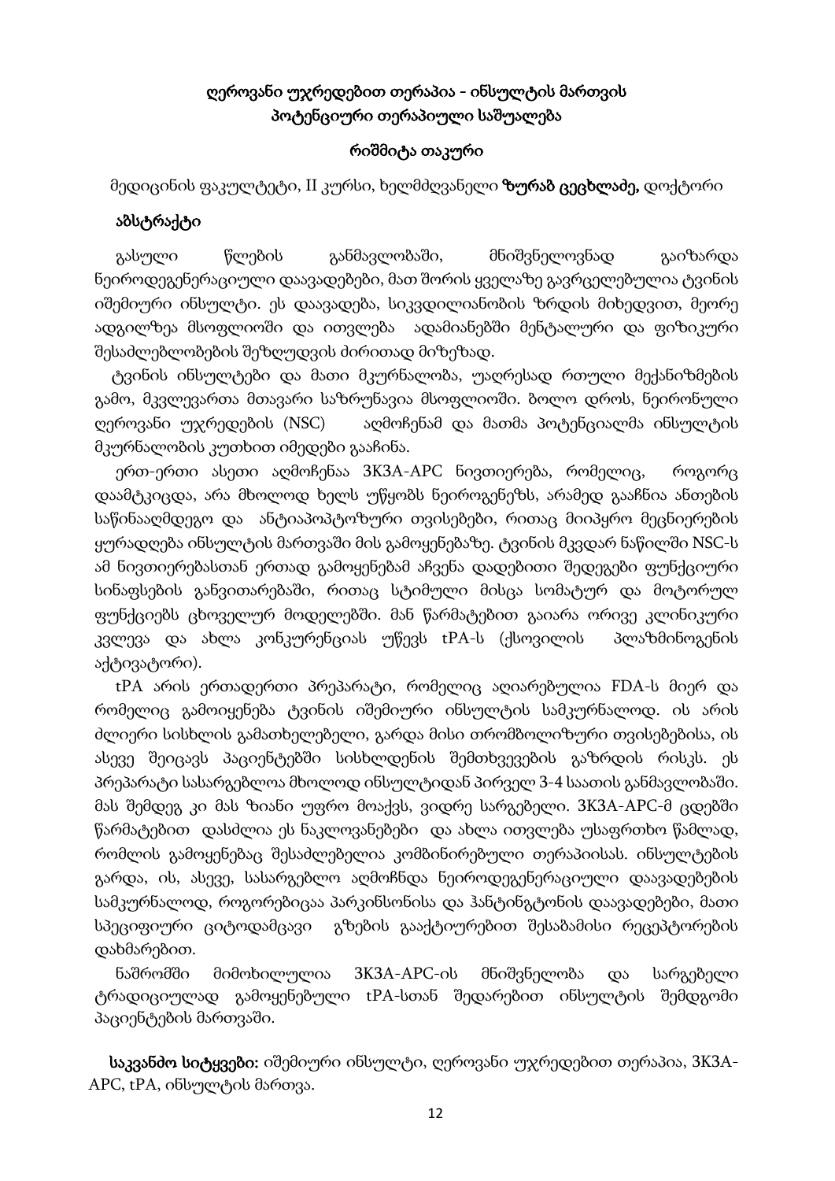# ღეროვანი უჯრედებით თერაპია - ინსულტის მართვის პოტენციური თერაპიული საშუალება

**რიშმიტა თაკური**

მედიცინის ფაკულტეტი, II კურსი, ხელმძღვანელი **ზურაბ ცეცხლაძე,** დოქტორი

## აბსტრაქტი

გასული წლების განმავლობაში, მნიშვნელოვნად გაიზარდა ნეიროდეგენერაციული დაავადებები, მათ შორის ყველაზე გავრცელებულია ტვინის იშემიური ინსულტი. ეს დაავადება, სიკვდილიანობის ზრდის მიხედვით, მეორე ადგილზეა მსოფლიოში და ითვლება ადამიანებში მენტალური და ფიზიკური შესაძლებლობების შეზღუდვის ძირითად მიზეზად.

ტვინის ინსულტები და მათი მკურნალობა, უაღრესად რთული მექანიზმების გამო, მკვლევართა მთავარი საზრუნავია მსოფლიოში. ბოლო დროს, ნეირონული ღეროვანი უჯრედების (NSC) აღმოჩენამ და მათმა პოტენციალმა ინსულტის მკურნალობის კუთხით იმედები გააჩინა.

ერთ-ერთი ასეთი აღმოჩენაა 3K3A-APC ნივთიერება, რომელიც, როგორც დაამტკიცდა, არა მხოლოდ ხელს უწყობს ნეიროგენეზს, არამედ გააჩნია ანთების საწინააღმდეგო და ანტიაპოპტოზური თვისებები, რითაც მიიპყრო მეცნიერების ყურადღება ინსულტის მართვაში მის გამოყენებაზე. ტვინის მკვდარ ნაწილში NSC-ს ამ ნივთიერებასთან ერთად გამოყენებამ აჩვენა დადებითი შედეგები ფუნქციური სინაფსების განვითარებაში, რითაც სტიმული მისცა სომატურ და მოტორულ ფუნქციებს ცხოველურ მოდელებში. მან წარმატებით გაიარა ორივე კლინიკური კვლევა და ახლა კონკურენციას უწევს tPA-ს (ქსოვილის პლაზმინოგენის აქტივატორი).

tPA არის ერთადერთი პრეპარატი, რომელიც აღიარებულია FDA-ს მიერ და რომელიც გამოიყენება ტვინის იშემიური ინსულტის სამკურნალოდ. ის არის ძლიერი სისხლის გამათხელებელი, გარდა მისი თრომბოლიზური თვისებებისა, ის ასევე შეიცავს პაციენტებში სისხლდენის შემთხვევების გაზრდის რისკს. ეს პრეპარატი სასარგებლოა მხოლოდ ინსულტიდან პირველ 3-4 საათის განმავლობაში. მას შემდეგ კი მას ზიანი უფრო მოაქვს, ვიდრე სარგებელი. 3K3A-APC-მ ცდებში წარმატებით დასძლია ეს ნაკლოვანებები და ახლა ითვლება უსაფრთხო წამლად, რომლის გამოყენებაც შესაძლებელია კომბინირებული თერაპიისას. ინსულტების გარდა, ის, ასევე, სასარგებლო აღმოჩნდა ნეიროდეგენერაციული დაავადებების სამკურნალოდ, როგორებიცაა პარკინსონისა და ჰანტინგტონის დაავადებები, მათი სპეციფიური ციტოდამცავი გზების გააქტიურებით შესაბამისი რეცეპტორების დახმარებით.

ნაშრომში მიმოხილულია 3K3A-APC-ის მნიშვნელობა და სარგებელი ტრადიციულად გამოყენებული tPA-სთან შედარებით ინსულტის შემდგომი პაციენტების მართვაში.

**საკვანძო სიტყვები:** იშემიური ინსულტი, ღეროვანი უჯრედებით თერაპია, 3K3A-APC, tPA, ინსულტის მართვა.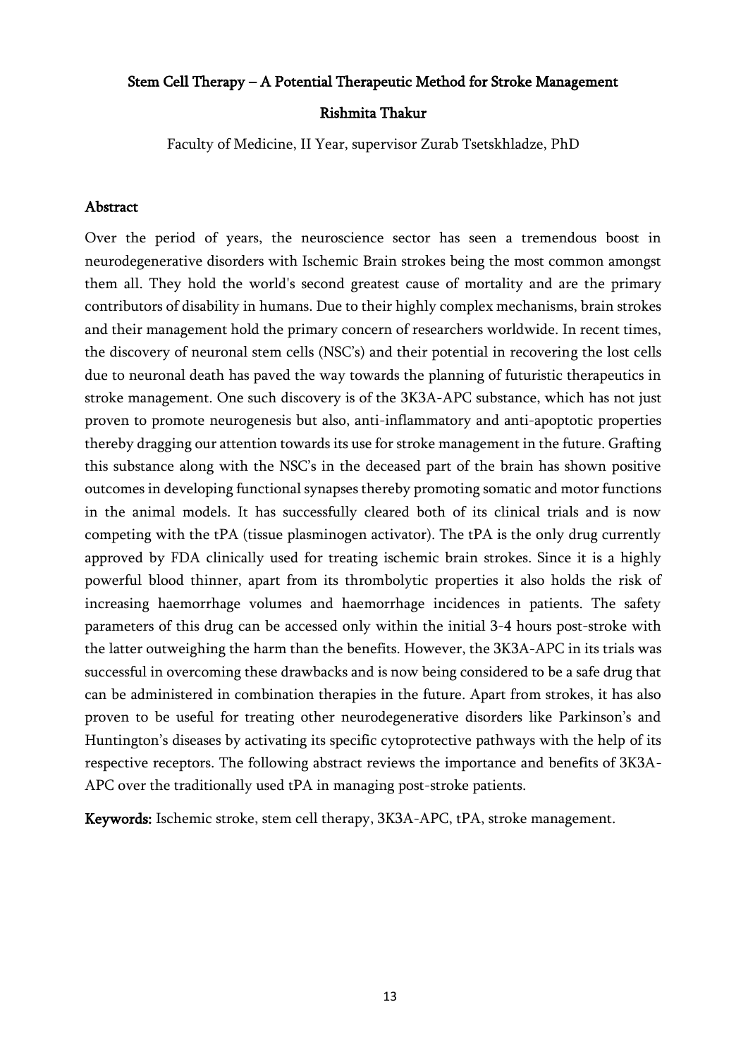## Stem Cell Therapy – A Potential Therapeutic Method for Stroke Management

**Rishmita Thakur**

Faculty of Medicine, II Year, supervisor Zurab Tsetskhladze, PhD

### Abstract

Over the period of years, the neuroscience sector has seen a tremendous boost in neurodegenerative disorders with Ischemic Brain strokes being the most common amongst them all. They hold the world's second greatest cause of mortality and are the primary contributors of disability in humans. Due to their highly complex mechanisms, brain strokes and their management hold the primary concern of researchers worldwide. In recent times, the discovery of neuronal stem cells (NSC's) and their potential in recovering the lost cells due to neuronal death has paved the way towards the planning of futuristic therapeutics in stroke management. One such discovery is of the 3K3A-APC substance, which has not just proven to promote neurogenesis but also, anti-inflammatory and anti-apoptotic properties thereby dragging our attention towards its use for stroke management in the future. Grafting this substance along with the NSC's in the deceased part of the brain has shown positive outcomes in developing functional synapses thereby promoting somatic and motor functions in the animal models. It has successfully cleared both of its clinical trials and is now competing with the tPA (tissue plasminogen activator). The tPA is the only drug currently approved by FDA clinically used for treating ischemic brain strokes. Since it is a highly powerful blood thinner, apart from its thrombolytic properties it also holds the risk of increasing haemorrhage volumes and haemorrhage incidences in patients. The safety parameters of this drug can be accessed only within the initial 3-4 hours post-stroke with the latter outweighing the harm than the benefits. However, the 3K3A-APC in its trials was successful in overcoming these drawbacks and is now being considered to be a safe drug that can be administered in combination therapies in the future. Apart from strokes, it has also proven to be useful for treating other neurodegenerative disorders like Parkinson's and Huntington's diseases by activating its specific cytoprotective pathways with the help of its respective receptors. The following abstract reviews the importance and benefits of 3K3A-APC over the traditionally used tPA in managing post-stroke patients.

**Keywords:** Ischemic stroke, stem cell therapy, 3K3A-APC, tPA, stroke management.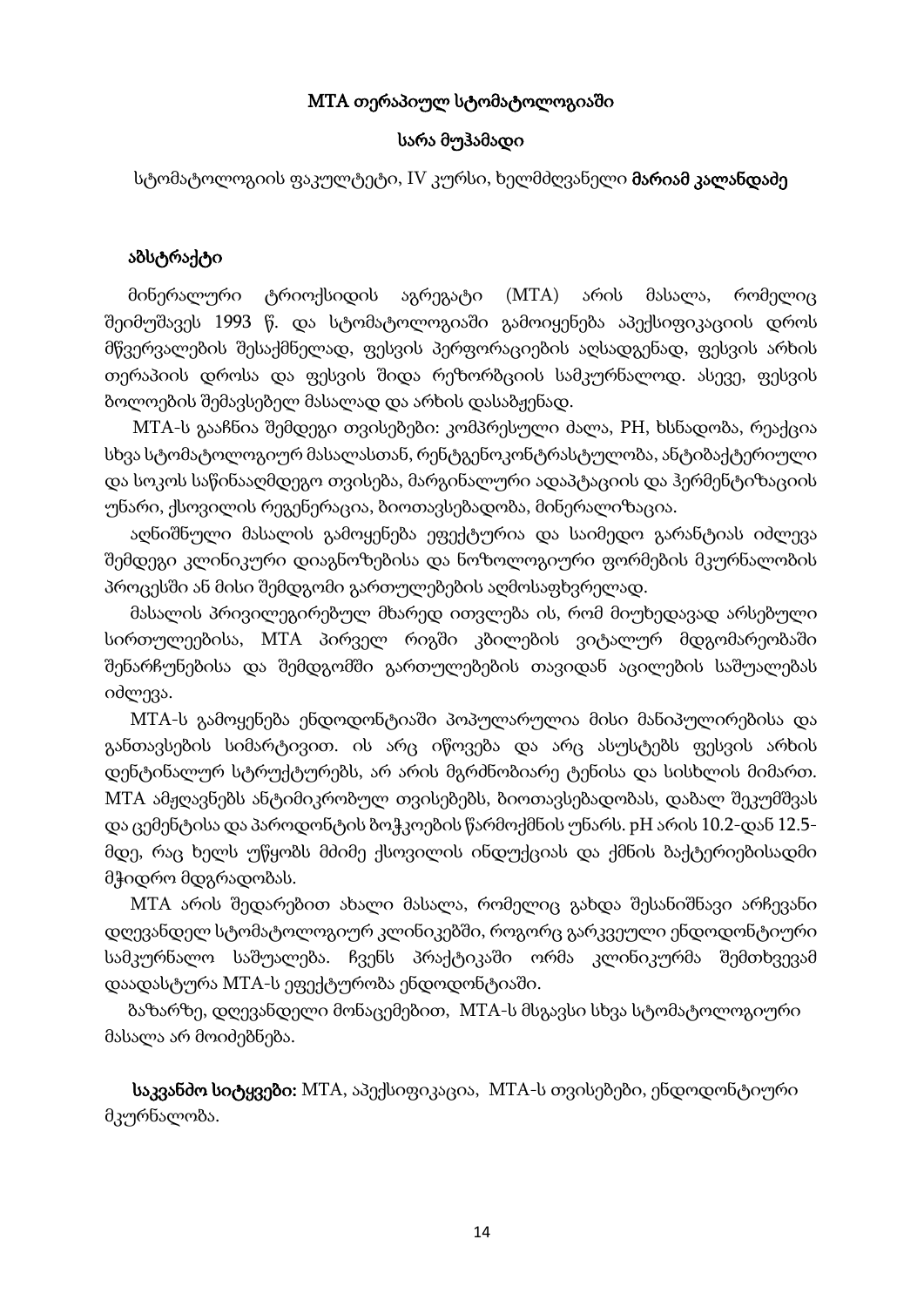# MTA თერაპიულ სტომატოლოგიაში

**სარა მუჰამადი**

სტომატოლოგიის ფაკულტეტი, IV კურსი, ხელმძღვანელი **მარიამ კალანდაძე**

## აბსტრაქტი

მინერალური ტრიოქსიდის აგრეგატი (MTA) არის მასალა, რომელიც შეიმუშავეს 1993 წ. და სტომატოლოგიაში გამოიყენება აპექსიფიკაციის დროს მწვერვალების შესაქმნელად, ფესვის პერფორაციების აღსადგენად, ფესვის არხის თერაპიის დროსა და ფესვის შიდა რეზორბციის სამკურნალოდ. ასევე, ფესვის ბოლოების შემავსებელ მასალად და არხის დასაბჟენად.

MTA-ს გააჩნია შემდეგი თვისებები: კომპრესული ძალა, PH, ხსნადობა, რეაქცია სხვა სტომატოლოგიურ მასალასთან, რენტგენოკონტრასტულობა, ანტიბაქტერიული და სოკოს საწინააღმდეგო თვისება, მარგინალური ადაპტაციის და ჰერმენტიზაციის უნარი, ქსოვილის რეგენერაცია, ბიოთავსებადობა, მინერალიზაცია.

აღნიშნული მასალის გამოყენება ეფექტურია და საიმედო გარანტიას იძლევა შემდეგი კლინიკური დიაგნოზებისა და ნოზოლოგიური ფორმების მკურნალობის პროცესში ან მისი შემდგომი გართულებების აღმოსაფხვრელად.

მასალის პრივილეგირებულ მხარედ ითვლება ის, რომ მიუხედავად არსებული სირთულეებისა, MTA პირველ რიგში კბილების ვიტალურ მდგომარეობაში შენარჩუნებისა და შემდგომში გართულებების თავიდან აცილების საშუალებას იძლევა.

MTA-ს გამოყენება ენდოდონტიაში პოპულარულია მისი მანიპულირებისა და განთავსების სიმარტივით. ის არც იწოვება და არც ასუსტებს ფესვის არხის დენტინალურ სტრუქტურებს, არ არის მგრძნობიარე ტენისა და სისხლის მიმართ. MTA ამჟღავნებს ანტიმიკრობულ თვისებებს, ბიოთავსებადობას, დაბალ შეკუმშვას და ცემენტისა და პაროდონტის ბოჭკოების წარმოქმნის უნარს. pH არის 10.2-დან 12.5-მდე, რაც ხელს უწყობს მძიმე ქსოვილის ინდუქციას და ქმნის ბაქტერიებისადმი მჭიდრო მდგრადობას.

MTA არის შედარებით ახალი მასალა, რომელიც გახდა შესანიშნავი არჩევანი დღევანდელ სტომატოლოგიურ კლინიკებში, როგორც გარკვეული ენდოდონტიური სამკურნალო საშუალება. ჩვენს პრაქტიკაში ორმა კლინიკურმა შემთხვევამ დაადასტურა MTA-ს ეფექტურობა ენდოდონტიაში.

ბაზარზე, დღევანდელი მონაცემებით, MTA-ს მსგავსი სხვა სტომატოლოგიური მასალა არ მოიძებნება.

**საკვანძო სიტყვები:** MTA, აპექსიფიკაცია, MTA-ს თვისებები, ენდოდონტიური მკურნალობა.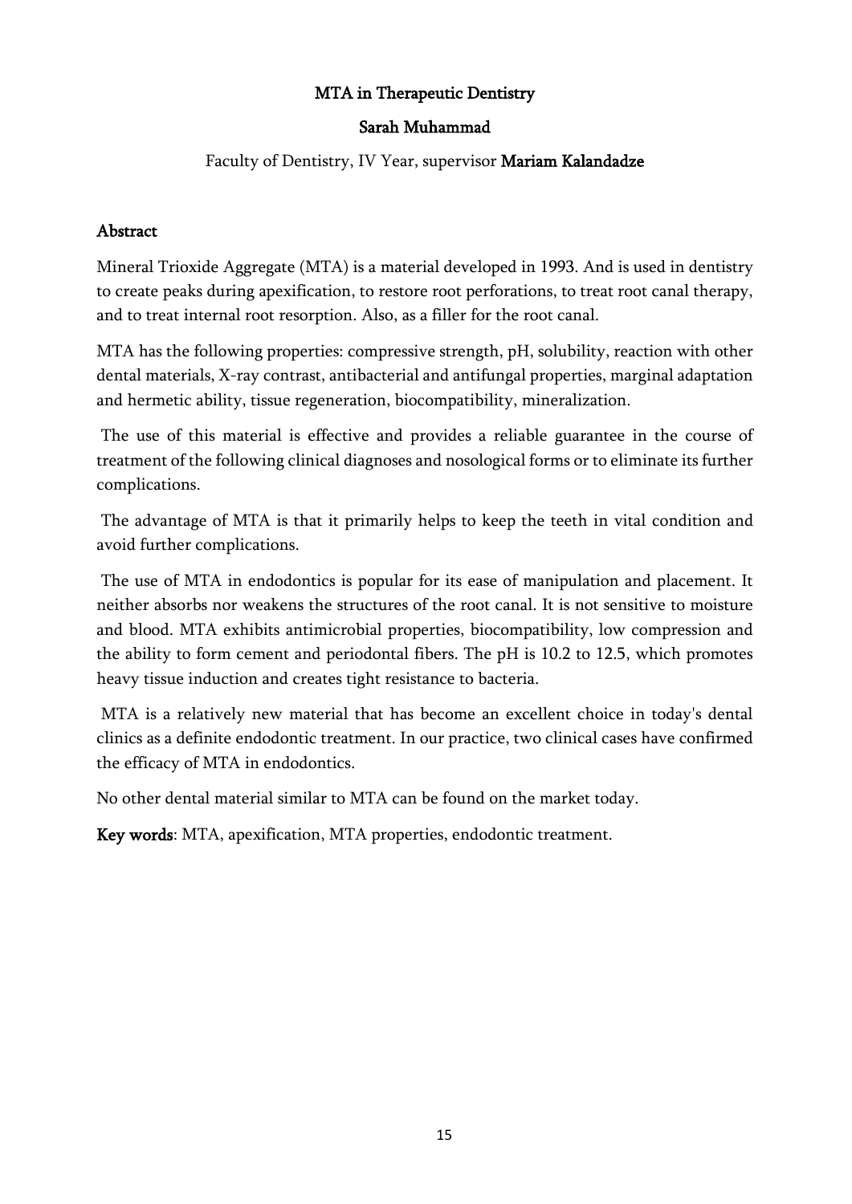**MTA in Therapeutic Dentistry**

**Sarah Muhammad**

Faculty of Dentistry, IV Year, supervisor **Mariam Kalandadze**

## Abstract

Mineral Trioxide Aggregate (MTA) is a material developed in 1993. And is used in dentistry to create peaks during apexification, to restore root perforations, to treat root canal therapy, and to treat internal root resorption. Also, as a filler for the root canal.

MTA has the following properties: compressive strength, pH, solubility, reaction with other dental materials, X-ray contrast, antibacterial and antifungal properties, marginal adaptation and hermetic ability, tissue regeneration, biocompatibility, mineralization.

The use of this material is effective and provides a reliable guarantee in the course of treatment of the following clinical diagnoses and nosological forms or to eliminate its further complications.

The advantage of MTA is that it primarily helps to keep the teeth in vital condition and avoid further complications.

The use of MTA in endodontics is popular for its ease of manipulation and placement. It neither absorbs nor weakens the structures of the root canal. It is not sensitive to moisture and blood. MTA exhibits antimicrobial properties, biocompatibility, low compression and the ability to form cement and periodontal fibers. The pH is 10.2 to 12.5, which promotes heavy tissue induction and creates tight resistance to bacteria.

MTA is a relatively new material that has become an excellent choice in today's dental clinics as a definite endodontic treatment. In our practice, two clinical cases have confirmed the efficacy of MTA in endodontics.

No other dental material similar to MTA can be found on the market today.

**Key words**: MTA, apexification, MTA properties, endodontic treatment.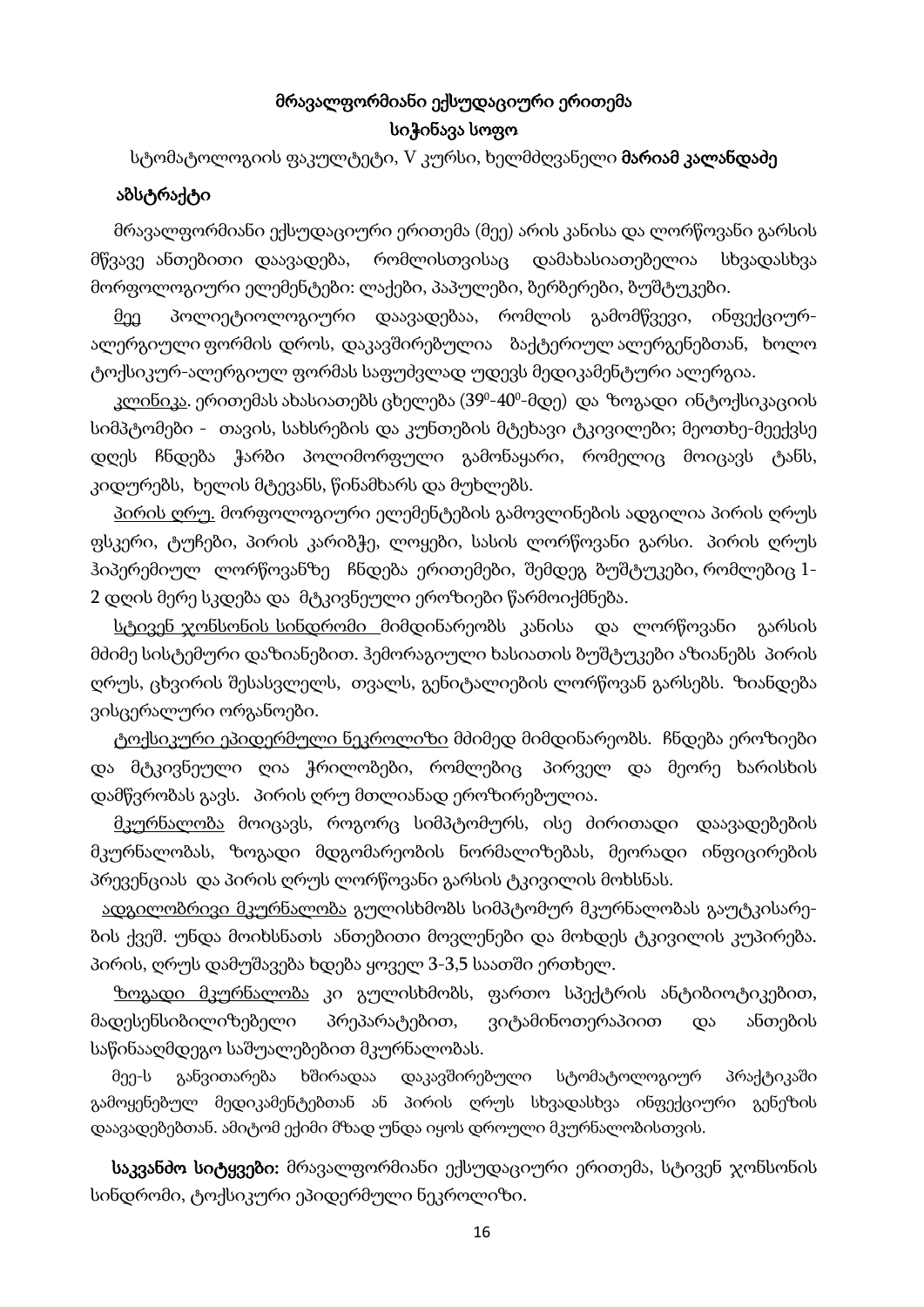## მრავალფორმიანი ექსუდაციური ერითემა

**სიჭინავა სოფო**

სტომატოლოგიის ფაკულტეტი, V კურსი, ხელმძღვანელი **მარიამ კალანდაძე**

### აბსტრაქტი

მრავალფორმიანი ექსუდაციური ერითემა (მეე) არის კანისა და ლორწოვანი გარსის მწვავე ანთებითი დაავადება, რომლისთვისაც დამახასიათებელია სხვადასხვა მორფოლოგიური ელემენტები: ლაქები, პაპულები, ბერბერები, ბუშტუკები.

მეე პოლიეტიოლოგიური დაავადებაა, რომლის გამომწვევი, ინფექციურ-ალერგიული ფორმის დროს, დაკავშირებულია ბაქტერიულ ალერგენებთან, ხოლო ტოქსიკურ-ალერგიულ ფორმას საფუძვლად უდევს მედიკამენტური ალერგია.

კლინიკა. ერითემას ახასიათებს ცხელება ($39^0$-$40^0$-მდე) და ზოგადი ინტოქსიკაციის სიმპტომები - თავის, სახსრების და კუნთების მტეხავი ტკივილები; მეოთხე-მეექვსე დღეს ჩნდება ჭარბი პოლიმორფული გამონაყარი, რომელიც მოიცავს ტანს, კიდურებს, ხელის მტევანს, წინამხარს და მუხლებს.

პირის ღრუ. მორფოლოგიური ელემენტების გამოვლინების ადგილია პირის ღრუს ფსკერი, ტუჩები, პირის კარიბჭე, ლოყები, სასის ლორწოვანი გარსი. პირის ღრუს ჰიპერემიულ ლორწოვანზე ჩნდება ერითემები, შემდეგ ბუშტუკები, რომლებიც 1-2 დღის მერე სკდება და მტკივნეული ეროზიები წარმოიქმნება.

სტივენ ჯონსონის სინდრომი მიმდინარეობს კანისა და ლორწოვანი გარსის მძიმე სისტემური დაზიანებით. ჰემორაგიული ხასიათის ბუშტუკები აზიანებს პირის ღრუს, ცხვირის შესასვლელს, თვალს, გენიტალიების ლორწოვან გარსებს. ზიანდება ვისცერალური ორგანოები.

ტოქსიკური ეპიდერმული ნეკროლიზი მძიმედ მიმდინარეობს. ჩნდება ეროზიები და მტკივნეული ღია ჭრილობები, რომლებიც პირველ და მეორე ხარისხის დამწვრობას გავს. პირის ღრუ მთლიანად ეროზირებულია.

მკურნალობა მოიცავს, როგორც სიმპტომურს, ისე ძირითადი დაავადებების მკურნალობას, ზოგადი მდგომარეობის ნორმალიზებას, მეორადი ინფიცირების პრევენციას და პირის ღრუს ლორწოვანი გარსის ტკივილის მოხსნას.

ადგილობრივი მკურნალობა გულისხმობს სიმპტომურ მკურნალობას გაუტკისარე-ბის ქვეშ. უნდა მოიხსნათს ანთებითი მოვლენები და მოხდეს ტკივილის კუპირება. პირის, ღრუს დამუშავება ხდება ყოველ 3-3,5 საათში ერთხელ.

ზოგადი მკურნალობა კი გულისხმობს, ფართო სპექტრის ანტიბიოტიკებით, მადესენსიბილიზებელი პრეპარატებით, ვიტამინოთერაპიით და ანთების საწინააღმდეგო საშუალებებით მკურნალობას.

მეე-ს განვითარება ხშირადაა დაკავშირებული სტომატოლოგიურ პრაქტიკაში გამოყენებულ მედიკამენტებთან ან პირის ღრუს სხვადასხვა ინფექციური გენეზის დაავადებებთან. ამიტომ ექიმი მზად უნდა იყოს დროული მკურნალობისთვის.

**საკვანძო სიტყვები:** მრავალფორმიანი ექსუდაციური ერითემა, სტივენ ჯონსონის სინდრომი, ტოქსიკური ეპიდერმული ნეკროლიზი.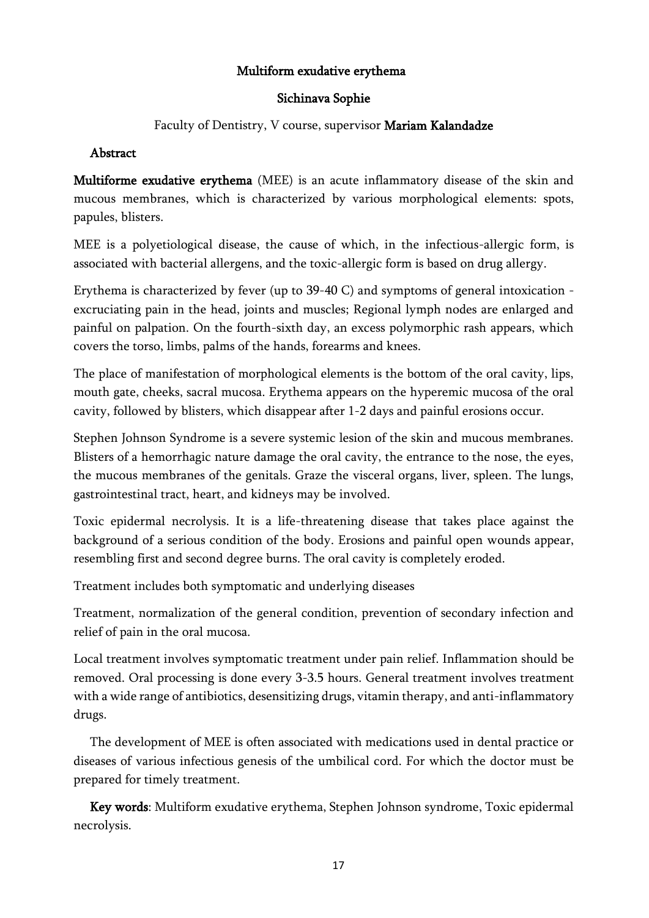**Multiform exudative erythema**

**Sichinava Sophie**

Faculty of Dentistry, V course, supervisor **Mariam Kalandadze**

**Abstract**

**Multiforme exudative erythema** (MEE) is an acute inflammatory disease of the skin and mucous membranes, which is characterized by various morphological elements: spots, papules, blisters.

MEE is a polyetiological disease, the cause of which, in the infectious-allergic form, is associated with bacterial allergens, and the toxic-allergic form is based on drug allergy.

Erythema is characterized by fever (up to 39-40 C) and symptoms of general intoxication - excruciating pain in the head, joints and muscles; Regional lymph nodes are enlarged and painful on palpation. On the fourth-sixth day, an excess polymorphic rash appears, which covers the torso, limbs, palms of the hands, forearms and knees.

The place of manifestation of morphological elements is the bottom of the oral cavity, lips, mouth gate, cheeks, sacral mucosa. Erythema appears on the hyperemic mucosa of the oral cavity, followed by blisters, which disappear after 1-2 days and painful erosions occur.

Stephen Johnson Syndrome is a severe systemic lesion of the skin and mucous membranes. Blisters of a hemorrhagic nature damage the oral cavity, the entrance to the nose, the eyes, the mucous membranes of the genitals. Graze the visceral organs, liver, spleen. The lungs, gastrointestinal tract, heart, and kidneys may be involved.

Toxic epidermal necrolysis. It is a life-threatening disease that takes place against the background of a serious condition of the body. Erosions and painful open wounds appear, resembling first and second degree burns. The oral cavity is completely eroded.

Treatment includes both symptomatic and underlying diseases

Treatment, normalization of the general condition, prevention of secondary infection and relief of pain in the oral mucosa.

Local treatment involves symptomatic treatment under pain relief. Inflammation should be removed. Oral processing is done every 3-3.5 hours. General treatment involves treatment with a wide range of antibiotics, desensitizing drugs, vitamin therapy, and anti-inflammatory drugs.

The development of MEE is often associated with medications used in dental practice or diseases of various infectious genesis of the umbilical cord. For which the doctor must be prepared for timely treatment.

**Key words**: Multiform exudative erythema, Stephen Johnson syndrome, Toxic epidermal necrolysis.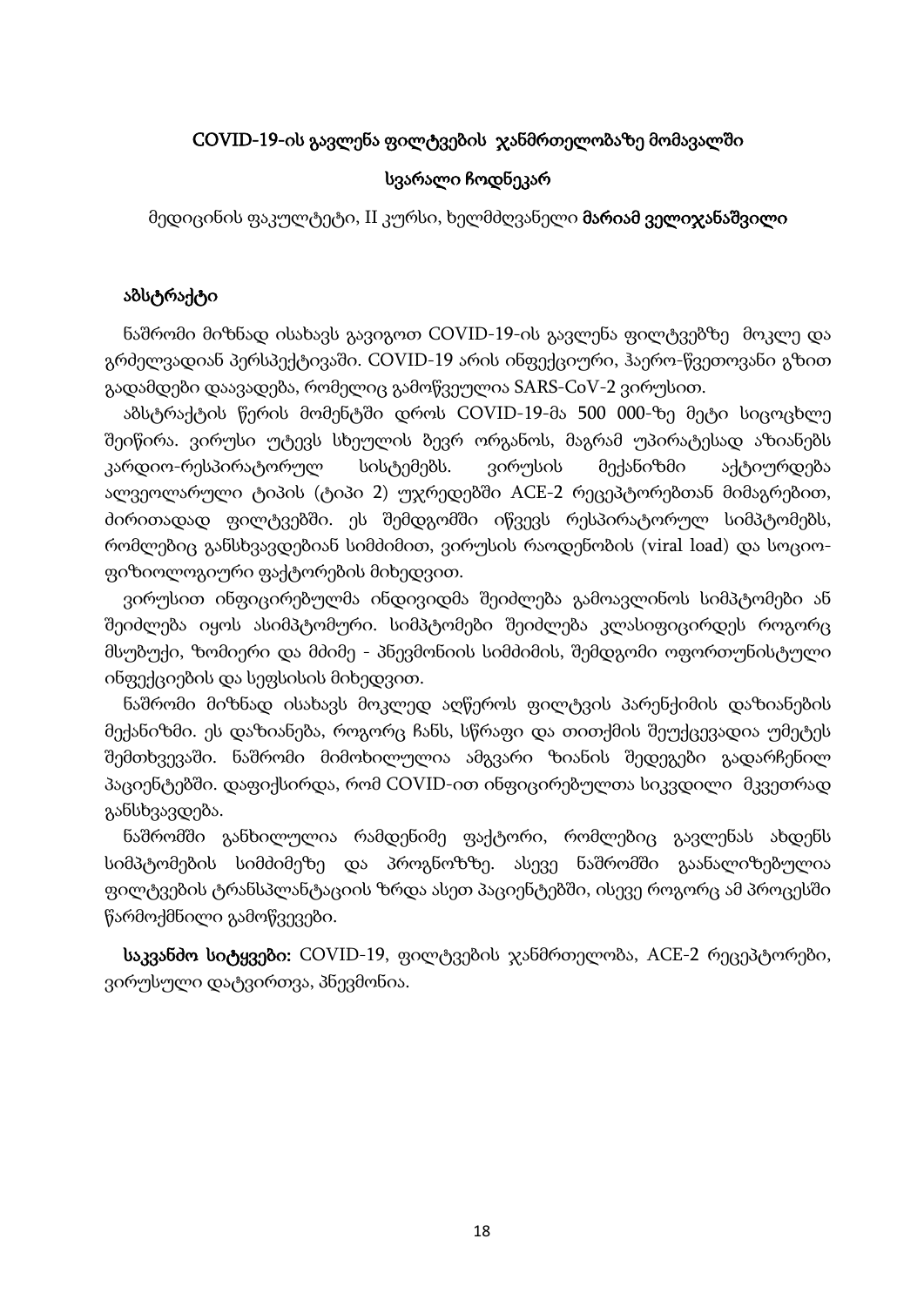## COVID-19-ის გავლენა ფილტვების ჯანმრთელობაზე მომავალში

**სვარალი ჩოდნეკარ**

მედიცინის ფაკულტეტი, II კურსი, ხელმძღვანელი **მარიამ ველიჯანაშვილი**

### აბსტრაქტი

ნაშრომი მიზნად ისახავს გავიგოთ COVID-19-ის გავლენა ფილტვებზე მოკლე და გრძელვადიან პერსპექტივაში. COVID-19 არის ინფექციური, ჰაერო-წვეთოვანი გზით გადამდები დაავადება, რომელიც გამოწვეულია SARS-CoV-2 ვირუსით.

აბსტრაქტის წერის მომენტში დროს COVID-19-მა 500 000-ზე მეტი სიცოცხლე შეიწირა. ვირუსი უტევს სხეულის ბევრ ორგანოს, მაგრამ უპირატესად აზიანებს კარდიო-რესპირატორულ სისტემებს. ვირუსის მექანიზმი აქტიურდება ალვეოლარული ტიპის (ტიპი 2) უჯრედებში ACE-2 რეცეპტორებთან მიმაგრებით, ძირითადად ფილტვებში. ეს შემდგომში იწვევს რესპირატორულ სიმპტომებს, რომლებიც განსხვავდებიან სიმძიმით, ვირუსის რაოდენობის (viral load) და სოციო-ფიზიოლოგიური ფაქტორების მიხედვით.

ვირუსით ინფიცირებულმა ინდივიდმა შეიძლება გამოავლინოს სიმპტომები ან შეიძლება იყოს ასიმპტომური. სიმპტომები შეიძლება კლასიფიცირდეს როგორც მსუბუქი, ზომიერი და მძიმე - პნევმონიის სიმძიმის, შემდგომი ოფორთუნისტული ინფექციების და სეფსისის მიხედვით.

ნაშრომი მიზნად ისახავს მოკლედ აღწეროს ფილტვის პარენქიმის დაზიანების მექანიზმი. ეს დაზიანება, როგორც ჩანს, სწრაფი და თითქმის შეუქცევადია უმეტეს შემთხვევაში. ნაშრომი მიმოხილულია ამგვარი ზიანის შედეგები გადარჩენილ პაციენტებში. დაფიქსირდა, რომ COVID-ით ინფიცირებულთა სიკვდილი მკვეთრად განსხვავდება.

ნაშრომში განხილულია რამდენიმე ფაქტორი, რომლებიც გავლენას ახდენს სიმპტომების სიმძიმეზე და პროგნოზზე. ასევე ნაშრომში გაანალიზებულია ფილტვების ტრანსპლანტაციის ზრდა ასეთ პაციენტებში, ისევე როგორც ამ პროცესში წარმოქმნილი გამოწვევები.

**საკვანძო სიტყვები:** COVID-19, ფილტვების ჯანმრთელობა, ACE-2 რეცეპტორები, ვირუსული დატვირთვა, პნევმონია.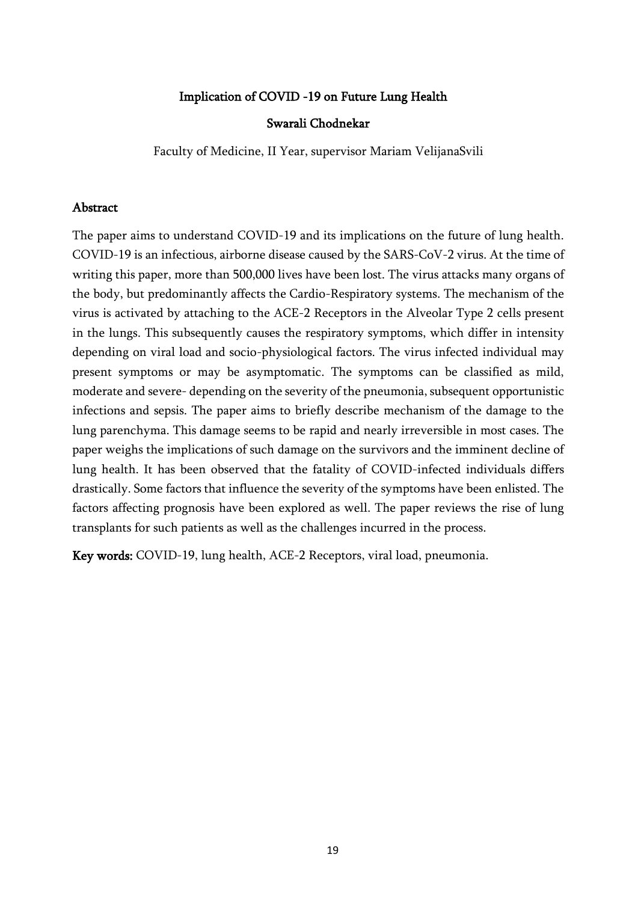# Implication of COVID -19 on Future Lung Health

**Swarali Chodnekar**

Faculty of Medicine, II Year, supervisor Mariam VelijanaSvili

## Abstract

The paper aims to understand COVID-19 and its implications on the future of lung health. COVID-19 is an infectious, airborne disease caused by the SARS-CoV-2 virus. At the time of writing this paper, more than 500,000 lives have been lost. The virus attacks many organs of the body, but predominantly affects the Cardio-Respiratory systems. The mechanism of the virus is activated by attaching to the ACE-2 Receptors in the Alveolar Type 2 cells present in the lungs. This subsequently causes the respiratory symptoms, which differ in intensity depending on viral load and socio-physiological factors. The virus infected individual may present symptoms or may be asymptomatic. The symptoms can be classified as mild, moderate and severe- depending on the severity of the pneumonia, subsequent opportunistic infections and sepsis. The paper aims to briefly describe mechanism of the damage to the lung parenchyma. This damage seems to be rapid and nearly irreversible in most cases. The paper weighs the implications of such damage on the survivors and the imminent decline of lung health. It has been observed that the fatality of COVID-infected individuals differs drastically. Some factors that influence the severity of the symptoms have been enlisted. The factors affecting prognosis have been explored as well. The paper reviews the rise of lung transplants for such patients as well as the challenges incurred in the process.

**Key words:** COVID-19, lung health, ACE-2 Receptors, viral load, pneumonia.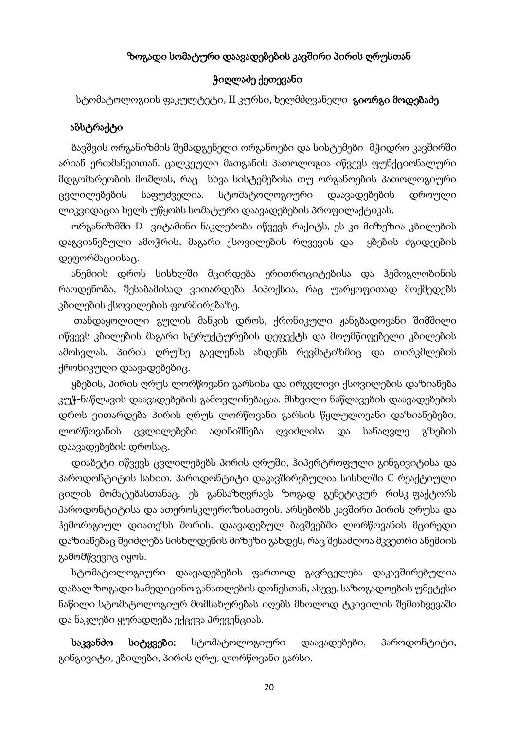# ზოგადი სომატური დაავადებების კავშირი პირის ღრუსთან

**ჭიღლაძე ქეთევანი**

სტომატოლოგიის ფაკულტეტი, II კურსი, ხელმძღვანელი **გიორგი მოდებაძე**

## აბსტრაქტი

ბავშვის ორგანიზმის შემადგენელი ორგანოები და სისტემები მჭიდრო კავშირში არიან ერთმანეთთან. ცალკეული მათგანის პათოლოგია იწვევს ფუნქციონალური მდგომარეობის მოშლას, რაც სხვა სისტემებისა თუ ორგანოების პათოლოგიური ცვლილებების საფუძველია. სტომატოლოგიური დაავადებების დროული ლიკვიდაცია ხელს უწყობს სომატური დაავადებების პროფილაქტიკას.

ორგანიზმში D ვიტამინი ნაკლებობა იწვევს რაქიტს, ეს კი მიზეზია კბილების დაგვიანებული ამოჭრის, მაგარი ქსოვილების რღვევის და ყბების მგიდეების დეფორმაციისაც.

ანემიის დროს სისხლში მცირდება ერითროციტებისა და ჰემოგლობინის რაოდენობა, შესაბამისად ვითარდება ჰიპოქსია, რაც უარყოფითად მოქმედებს კბილების ქსოვილების ფორმირებაზე.

თანდაყოლილი გულის მანკის დროს, ქრონიკული ჟანგბადოვანი შიმშილი იწვევს კბილების მაგარი სტრუქტურების დეფექტს და მოუმწიფებელი კბილების ამოსვლას. პირის ღრუზე გავლენას ახდენს რევმატიზმიც და თირკმლების ქრონიკული დაავადებებიც.

ყბების, პირის ღრუს ლორწოვანი გარსისა და ირგვლივი ქსოვილების დაზიანება კუჭ-ნაწლავის დაავადებების გამოვლინებაცაა. მსხვილი ნაწლავების დაავადებების დროს ვითარდება პირის ღრუს ლორწოვანი გარსის წყლულოვანი დაზიანებები. ლორწოვანის ცვლილებები აღინიშნება ღვიძლისა და სანაღვლე გზების დაავადებების დროსაც.

დიაბეტი იწვევს ცვლილებებს პირის ღრუში, ჰიპერტროფული გინგივიტისა და პაროდონტიტის სახით. პაროდონტიტი დაკავშირებულია სისხლში C რეაქტიული ცილის მომატებასთანაც. ეს განსაზღვრავს ზოგად გენეტიკურ რისკ-ფაქტორს პაროდონტიტისა და ათეროსკლეროზისათვის. არსებობს კავშირი პირის ღრუსა და ჰემორაგიულ დიათეზს შორის. დაავადებულ ბავშვებში ლორწოვანის მცირედი დაზიანებაც შეიძლება სისხლდენის მიზეზი გახდეს, რაც შესაძლოა მკვეთრი ანემიის გამომწვევიც იყოს.

სტომატოლოგიური დაავადებების ფართოდ გავრცელება დაკავშირებულია დაბალ ზოგადი სამედიცინო განათლების დონესთან, ასევე, საზოგადოების უმეტესი ნაწილი სტომატოლოგიურ მომსახურებას იღებს მხოლოდ ტკივილის შემთხვევაში და ნაკლები ყურადღება ექცევა პრევენციას.

**საკვანძო სიტყვები:** სტომატოლოგიური დაავადებები, პაროდონტიტი, გინგივიტი, კბილები, პირის ღრუ, ლორწოვანი გარსი.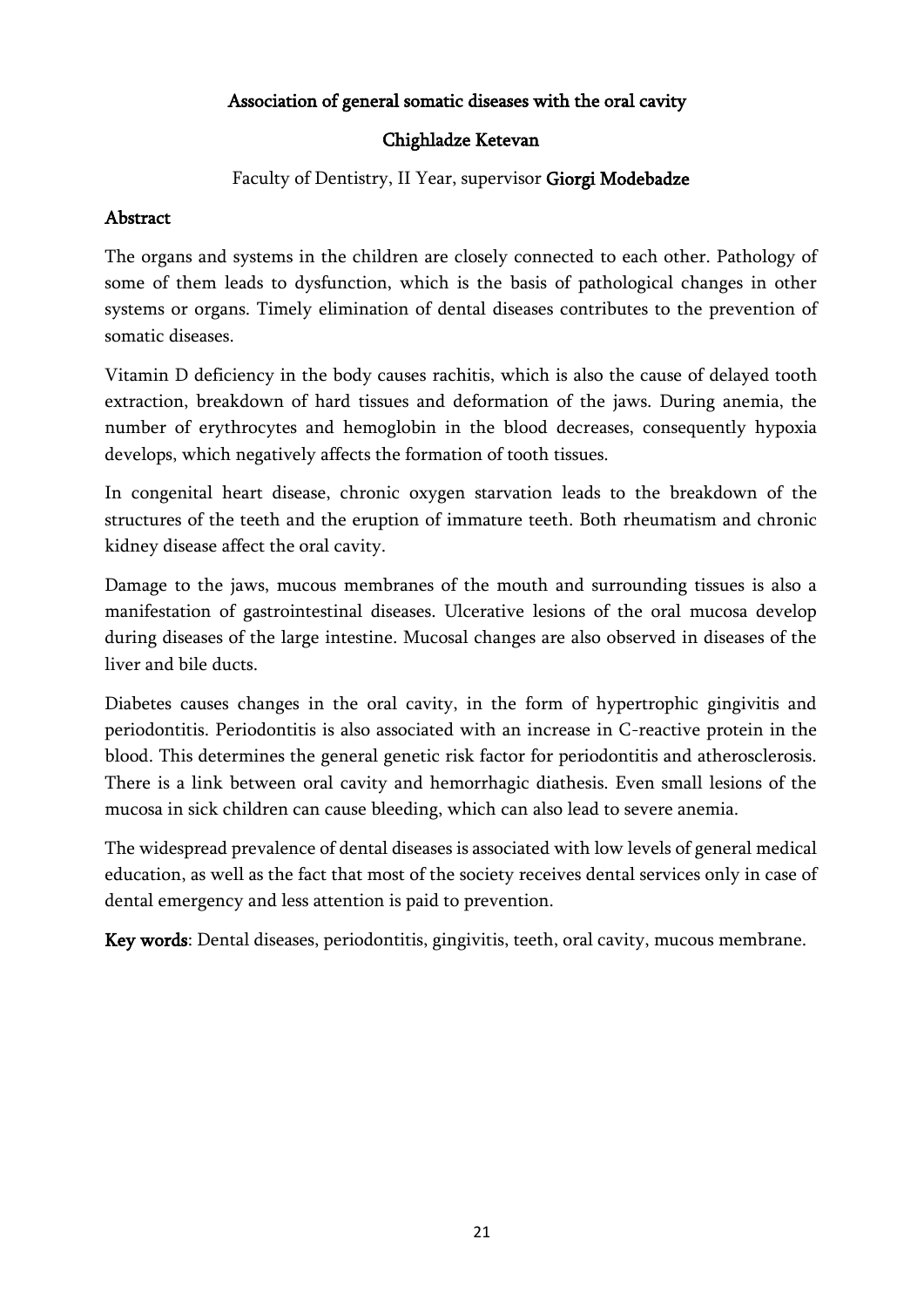## Association of general somatic diseases with the oral cavity

**Chighladze Ketevan**

Faculty of Dentistry, II Year, supervisor **Giorgi Modebadze**

### Abstract

The organs and systems in the children are closely connected to each other. Pathology of some of them leads to dysfunction, which is the basis of pathological changes in other systems or organs. Timely elimination of dental diseases contributes to the prevention of somatic diseases.

Vitamin D deficiency in the body causes rachitis, which is also the cause of delayed tooth extraction, breakdown of hard tissues and deformation of the jaws. During anemia, the number of erythrocytes and hemoglobin in the blood decreases, consequently hypoxia develops, which negatively affects the formation of tooth tissues.

In congenital heart disease, chronic oxygen starvation leads to the breakdown of the structures of the teeth and the eruption of immature teeth. Both rheumatism and chronic kidney disease affect the oral cavity.

Damage to the jaws, mucous membranes of the mouth and surrounding tissues is also a manifestation of gastrointestinal diseases. Ulcerative lesions of the oral mucosa develop during diseases of the large intestine. Mucosal changes are also observed in diseases of the liver and bile ducts.

Diabetes causes changes in the oral cavity, in the form of hypertrophic gingivitis and periodontitis. Periodontitis is also associated with an increase in C-reactive protein in the blood. This determines the general genetic risk factor for periodontitis and atherosclerosis. There is a link between oral cavity and hemorrhagic diathesis. Even small lesions of the mucosa in sick children can cause bleeding, which can also lead to severe anemia.

The widespread prevalence of dental diseases is associated with low levels of general medical education, as well as the fact that most of the society receives dental services only in case of dental emergency and less attention is paid to prevention.

**Key words**: Dental diseases, periodontitis, gingivitis, teeth, oral cavity, mucous membrane.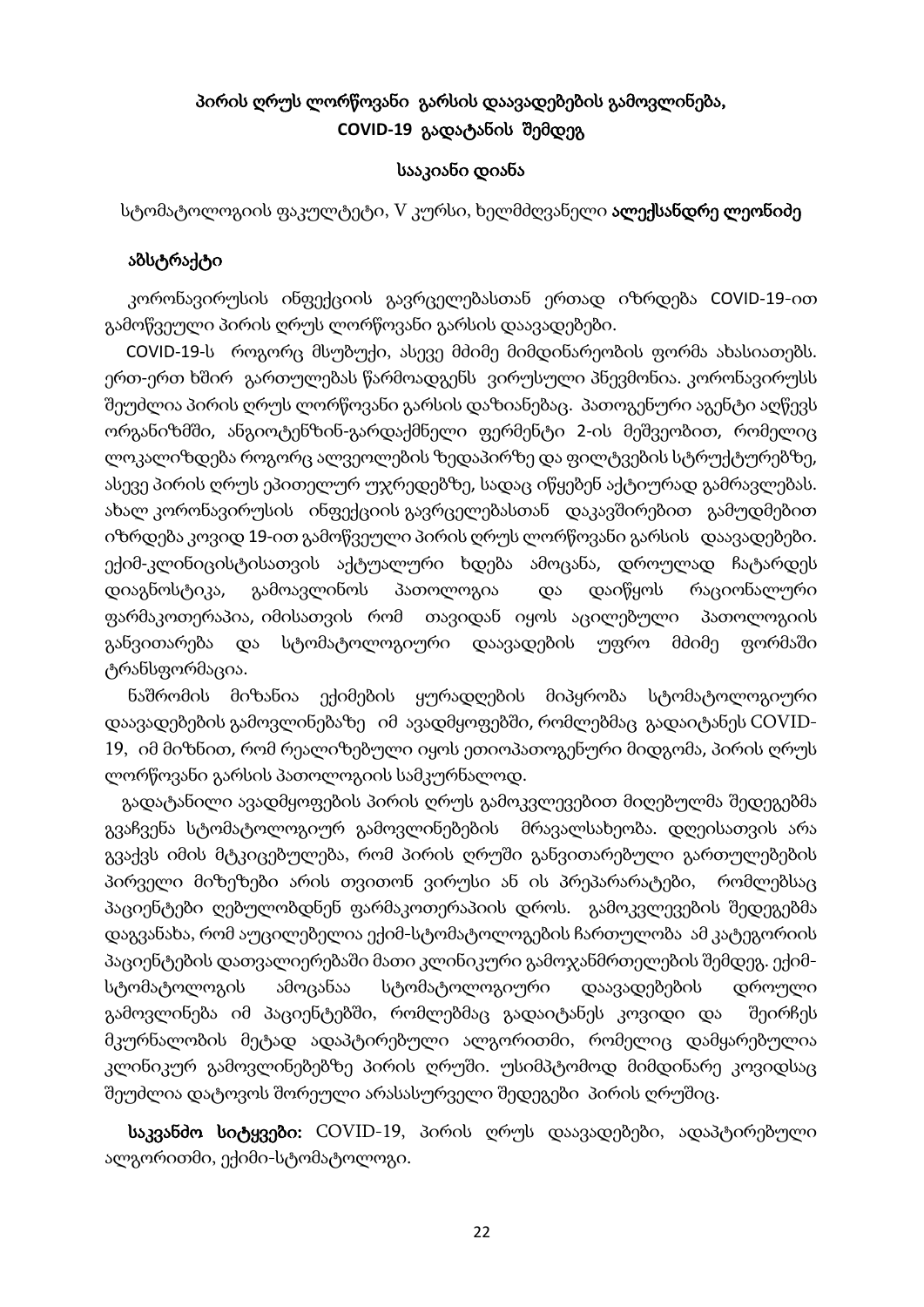## პირის ღრუს ლორწოვანი გარსის დაავადებების გამოვლინება, COVID-19 გადატანის შემდეგ

**საკიანი დიანა**

სტომატოლოგიის ფაკულტეტი, V კურსი, ხელმძღვანელი **ალექსანდრე ლეონიძე**

### აბსტრაქტი

კორონავირუსის ინფექციის გავრცელებასთან ერთად იზრდება COVID-19-ით გამოწვეული პირის ღრუს ლორწოვანი გარსის დაავადებები.

COVID-19-ს როგორც მსუბუქი, ასევე მძიმე მიმდინარეობის ფორმა ახასიათებს. ერთ-ერთ ხშირ გართულებას წარმოადგენს ვირუსული პნევმონია. კორონავირუსს შეუძლია პირის ღრუს ლორწოვანი გარსის დაზიანებაც. პათოგენური აგენტი აღწევს ორგანიზმში, ანგიოტენზინ-გარდაქმნელი ფერმენტი 2-ის მეშვეობით, რომელიც ლოკალიზდება როგორც ალვეოლების ზედაპირზე და ფილტვების სტრუქტურებზე, ასევე პირის ღრუს ეპითელურ უჯრედებზე, სადაც იწყებენ აქტიურად გამრავლებას. ახალ კორონავირუსის ინფექციის გავრცელებასთან დაკავშირებით გამუდმებით იზრდება კოვიდ 19-ით გამოწვეული პირის ღრუს ლორწოვანი გარსის დაავადებები. ექიმ-კლინიცისტისათვის აქტუალური ხდება ამოცანა, დროულად ჩატარდეს დიაგნოსტიკა, გამოავლინოს პათოლოგია და დაიწყოს რაციონალური ფარმაკოთერაპია, იმისათვის რომ თავიდან იყოს აცილებული პათოლოგიის განვითარება და სტომატოლოგიური დაავადების უფრო მძიმე ფორმაში ტრანსფორმაცია.

ნაშრომის მიზანია ექიმების ყურადღების მიპყრობა სტომატოლოგიური დაავადებების გამოვლინებაზე იმ ავადმყოფებში, რომლებმაც გადაიტანეს COVID-19, იმ მიზნით, რომ რეალიზებული იყოს ეთიოპათოგენური მიდგომა, პირის ღრუს ლორწოვანი გარსის პათოლოგიის სამკურნალოდ.

გადატანილი ავადმყოფების პირის ღრუს გამოკვლევებით მიღებულმა შედეგებმა გვაჩვენა სტომატოლოგიურ გამოვლინებების მრავალსახეობა. დღეისათვის არა გვაქვს იმის მტკიცებულება, რომ პირის ღრუში განვითარებული გართულებების პირველი მიზეზები არის თვითონ ვირუსი ან ის პრეპარატები, რომლებსაც პაციენტები ღებულობდნენ ფარმაკოთერაპიის დროს. გამოკვლევების შედეგებმა დაგვანახა, რომ აუცილებელია ექიმ-სტომატოლოგების ჩართულობა ამ კატეგორიის პაციენტების დათვალიერებაში მათი კლინიკური გამოჯანმრთელების შემდეგ. ექიმ-სტომატოლოგის ამოცანაა სტომატოლოგიური დაავადებების დროული გამოვლინება იმ პაციენტებში, რომლებმაც გადაიტანეს კოვიდი და შეირჩეს მკურნალობის მეტად ადაპტირებული ალგორითმი, რომელიც დამყარებულია კლინიკურ გამოვლინებებზე პირის ღრუში. უსიმპტომოდ მიმდინარე კოვიდსაც შეუძლია დატოვოს შორეული არასასურველი შედეგები პირის ღრუშიც.

**საკვანძო სიტყვები:** COVID-19, პირის ღრუს დაავადებები, ადაპტირებული ალგორითმი, ექიმი-სტომატოლოგი.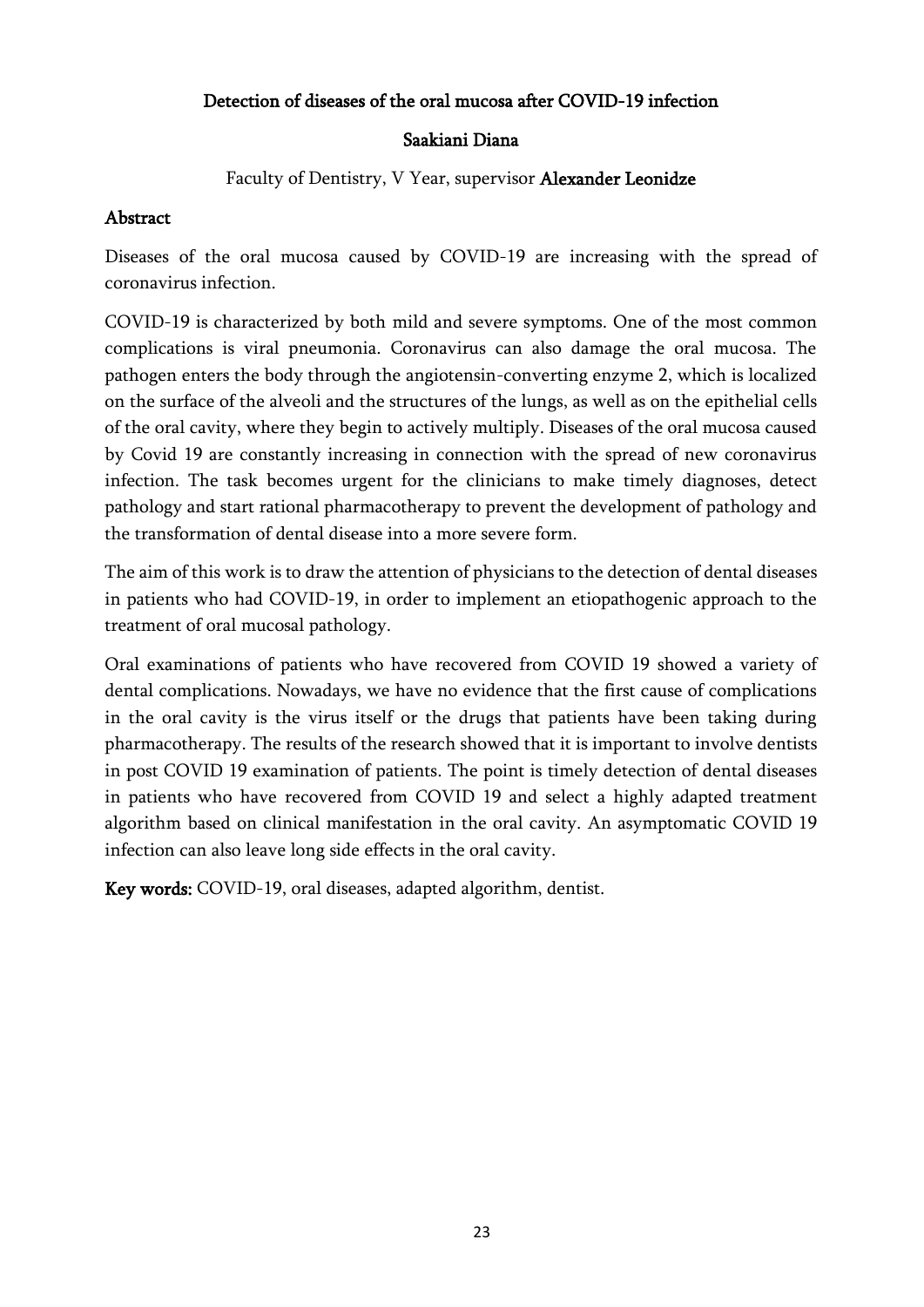## Detection of diseases of the oral mucosa after COVID-19 infection

**Saakiani Diana**

Faculty of Dentistry, V Year, supervisor **Alexander Leonidze**

### Abstract

Diseases of the oral mucosa caused by COVID-19 are increasing with the spread of coronavirus infection.

COVID-19 is characterized by both mild and severe symptoms. One of the most common complications is viral pneumonia. Coronavirus can also damage the oral mucosa. The pathogen enters the body through the angiotensin-converting enzyme 2, which is localized on the surface of the alveoli and the structures of the lungs, as well as on the epithelial cells of the oral cavity, where they begin to actively multiply. Diseases of the oral mucosa caused by Covid 19 are constantly increasing in connection with the spread of new coronavirus infection. The task becomes urgent for the clinicians to make timely diagnoses, detect pathology and start rational pharmacotherapy to prevent the development of pathology and the transformation of dental disease into a more severe form.

The aim of this work is to draw the attention of physicians to the detection of dental diseases in patients who had COVID-19, in order to implement an etiopathogenic approach to the treatment of oral mucosal pathology.

Oral examinations of patients who have recovered from COVID 19 showed a variety of dental complications. Nowadays, we have no evidence that the first cause of complications in the oral cavity is the virus itself or the drugs that patients have been taking during pharmacotherapy. The results of the research showed that it is important to involve dentists in post COVID 19 examination of patients. The point is timely detection of dental diseases in patients who have recovered from COVID 19 and select a highly adapted treatment algorithm based on clinical manifestation in the oral cavity. An asymptomatic COVID 19 infection can also leave long side effects in the oral cavity.

**Key words:** COVID-19, oral diseases, adapted algorithm, dentist.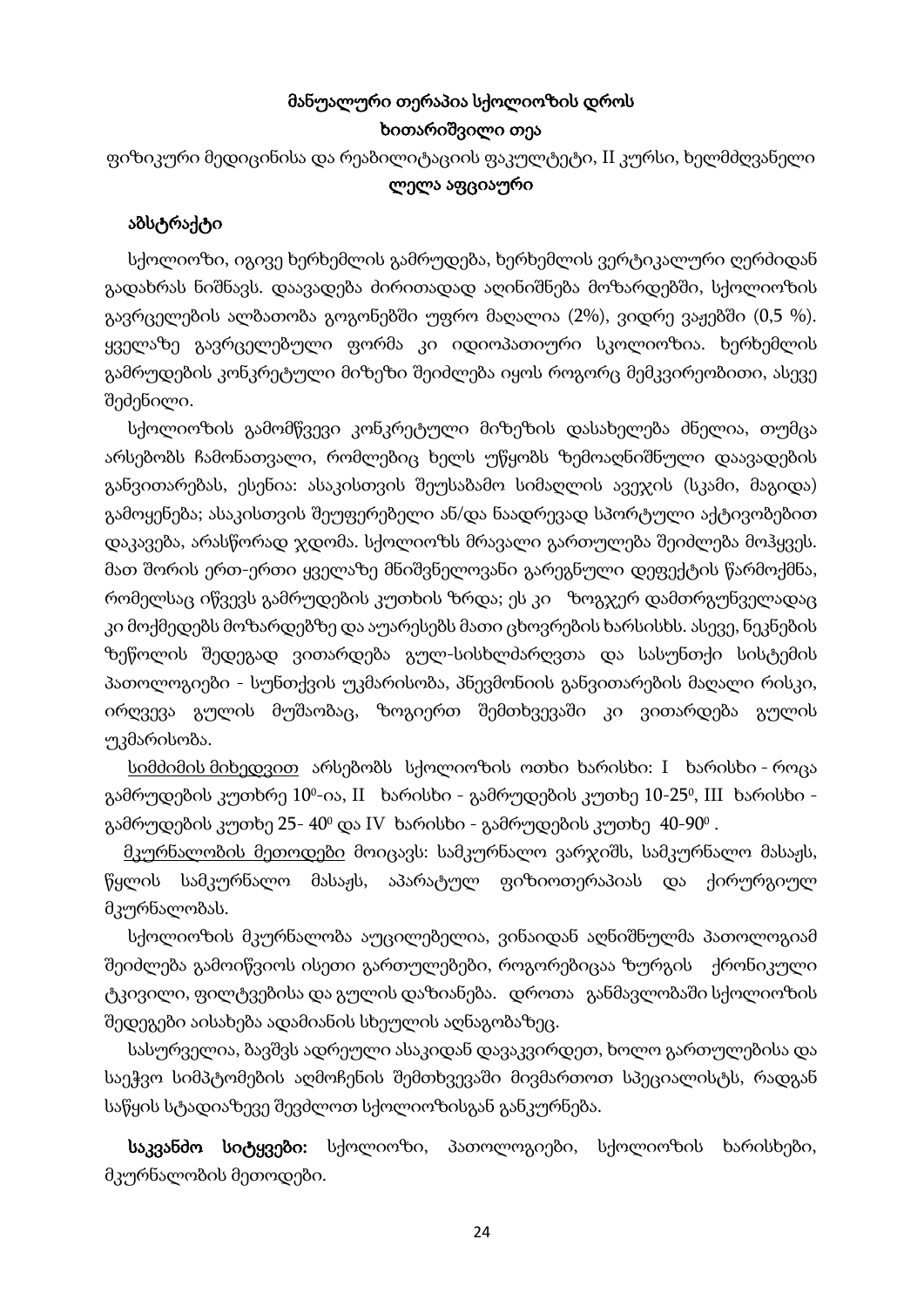# მანუალური თერაპია სქოლიოზის დროს

**ხითარიშვილი თეა**

ფიზიკური მედიცინისა და რეაბილიტაციის ფაკულტეტი, II კურსი, ხელმძღვანელი **ლელა აფციაური**

## აბსტრაქტი

სქოლიოზი, იგივე ხერხემლის გამრუდება, ხერხემლის ვერტიკალური ღერძიდან გადახრას ნიშნავს. დაავადება ძირითადად აღინიშნება მოზარდებში, სქოლიოზის გავრცელების ალბათობა გოგონებში უფრო მაღალია (2%), ვიდრე ვაჟებში (0,5 %). ყველაზე გავრცელებული ფორმა კი იდიოპათიური სკოლიოზია. ხერხემლის გამრუდების კონკრეტული მიზეზი შეიძლება იყოს როგორც მემკვიდრეობითი, ასევე შეძენილი.

სქოლიოზის გამომწვევი კონკრეტული მიზეზის დასახელება ძნელია, თუმცა არსებობს ჩამონათვალი, რომლებიც ხელს უწყობს ზემოაღნიშნული დაავადების განვითარებას, ესენია: ასაკისთვის შეუსაბამო სიმაღლის ავეჯის (სკამი, მაგიდა) გამოყენება; ასაკისთვის შეუფერებელი ან/და ნაადრევად სპორტული აქტივობებით დაკავება, არასწორად ჯდომა. სქოლიოზს მრავალი გართულება შეიძლება მოჰყვეს. მათ შორის ერთ-ერთი ყველაზე მნიშვნელოვანი გარეგნული დეფექტის წარმოქმნა, რომელსაც იწვევს გამრუდების კუთხის ზრდა; ეს კი ზოგჯერ დამთრგუნველადაც კი მოქმედებს მოზარდებზე და აუარესებს მათი ცხოვრების ხარისხს. ასევე, ნეკნების ზეწოლის შედეგად ვითარდება გულ-სისხლძარღვთა და სასუნთქი სისტემის პათოლოგიები - სუნთქვის უკმარისობა, პნევმონიის განვითარების მაღალი რისკი, ირღვევა გულის მუშაობაც, ზოგიერთ შემთხვევაში კი ვითარდება გულის უკმარისობა.

სიმძიმის მიხედვით არსებობს სქოლიოზის ოთხი ხარისხი: I ხარისხი - როცა გამრუდების კუთხრე $10^0$-ია, II ხარისხი - გამრუდების კუთხე $10\text{-}25^0$, III ხარისხი - გამრუდების კუთხე $25\text{-}40^0$ და IV ხარისხი - გამრუდების კუთხე $40\text{-}90^0$.

მკურნალობის მეთოდები მოიცავს: სამკურნალო ვარჯიშს, სამკურნალო მასაჟს, წყლის სამკურნალო მასაჟს, აპარატულ ფიზიოთერაპიას და ქირურგიულ მკურნალობას.

სქოლიოზის მკურნალობა აუცილებელია, ვინაიდან აღნიშნულმა პათოლოგიამ შეიძლება გამოიწვიოს ისეთი გართულებები, როგორებიცაა ზურგის ქრონიკული ტკივილი, ფილტვებისა და გულის დაზიანება. დროთა განმავლობაში სქოლიოზის შედეგები აისახება ადამიანის სხეულის აღნაგობაზეც.

სასურველია, ბავშვს ადრეული ასაკიდან დავაკვირდეთ, ხოლო გართულებისა და საეჭვო სიმპტომების აღმოჩენის შემთხვევაში მივმართოთ სპეციალისტს, რადგან საწყის სტადიაზევე შევძლოთ სქოლიოზისგან განკურნება.

**საკვანძო სიტყვები:** სქოლიოზი, პათოლოგიები, სქოლიოზის ხარისხები, მკურნალობის მეთოდები.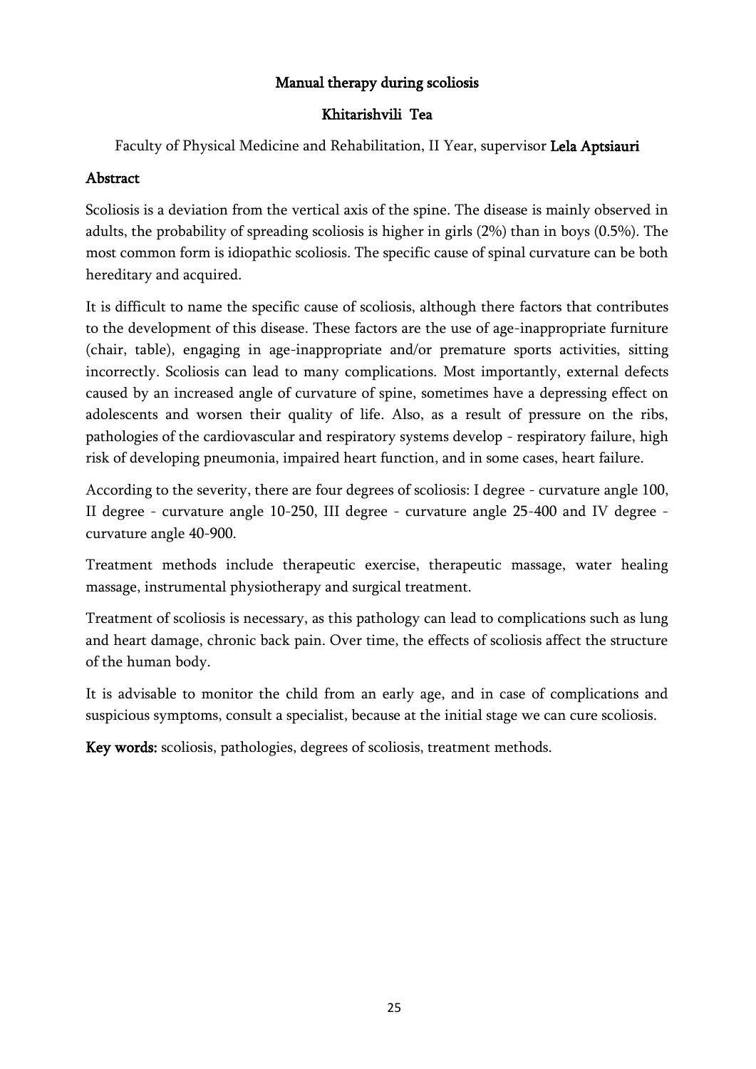# Manual therapy during scoliosis

**Khitarishvili Tea**

Faculty of Physical Medicine and Rehabilitation, II Year, supervisor **Lela Aptsiauri**

## Abstract

Scoliosis is a deviation from the vertical axis of the spine. The disease is mainly observed in adults, the probability of spreading scoliosis is higher in girls (2%) than in boys (0.5%). The most common form is idiopathic scoliosis. The specific cause of spinal curvature can be both hereditary and acquired.

It is difficult to name the specific cause of scoliosis, although there factors that contributes to the development of this disease. These factors are the use of age-inappropriate furniture (chair, table), engaging in age-inappropriate and/or premature sports activities, sitting incorrectly. Scoliosis can lead to many complications. Most importantly, external defects caused by an increased angle of curvature of spine, sometimes have a depressing effect on adolescents and worsen their quality of life. Also, as a result of pressure on the ribs, pathologies of the cardiovascular and respiratory systems develop - respiratory failure, high risk of developing pneumonia, impaired heart function, and in some cases, heart failure.

According to the severity, there are four degrees of scoliosis: I degree - curvature angle 100, II degree - curvature angle 10-250, III degree - curvature angle 25-400 and IV degree - curvature angle 40-900.

Treatment methods include therapeutic exercise, therapeutic massage, water healing massage, instrumental physiotherapy and surgical treatment.

Treatment of scoliosis is necessary, as this pathology can lead to complications such as lung and heart damage, chronic back pain. Over time, the effects of scoliosis affect the structure of the human body.

It is advisable to monitor the child from an early age, and in case of complications and suspicious symptoms, consult a specialist, because at the initial stage we can cure scoliosis.

**Key words:** scoliosis, pathologies, degrees of scoliosis, treatment methods.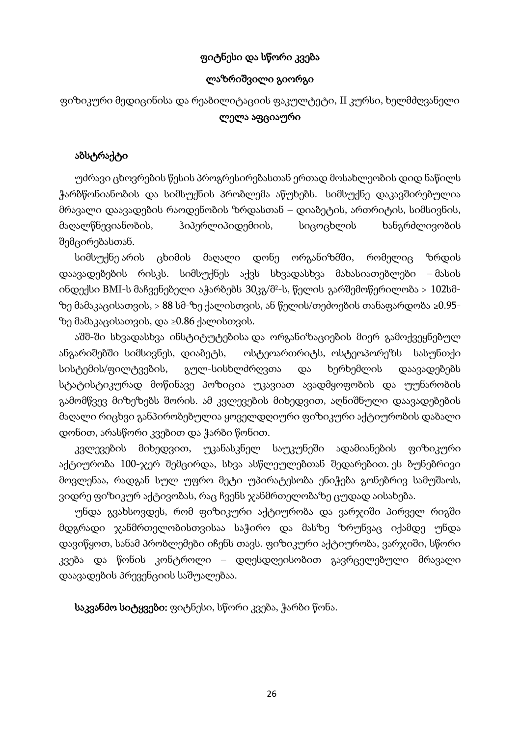**ფიტნესი და სწორი კვება**

**ლაზრიშვილი გიორგი**

ფიზიკური მედიცინისა და რეაბილიტაციის ფაკულტეტი, II კურსი, ხელმძღვანელი **ლელა აფციაური**

**აბსტრაქტი**

უძრავი ცხოვრების წესის პროგრესირებასთან ერთად მოსახლეობის დიდ ნაწილს ჭარბწონიანობის და სიმსუქნის პრობლემა აწუხებს. სიმსუქნე დაკავშირებულია მრავალი დაავადების რაოდენობის ზრდასთან – დიაბეტის, ართრიტის, სიმსივნის, მაღალწნევიანობის, ჰიპერლიპიდემიის, სიცოცხლის ხანგრძლივობის შემცირებასთან.

სიმსუქნე არის ცხიმის მაღალი დონე ორგანიზმში, რომელიც ზრდის დაავადებების რისკს. სიმსუქნეს აქვს სხვადასხვა მახასიათებლები – მასის ინდექსი BMI-ს მაჩვენებელი აჭარბებს 30კგ/მ$^2$-ს, წელის გარშემოწერილობა > 102სმ-ზე მამაკაცისათვის, > 88 სმ-ზე ქალისთვის, ან წელის/თეძოების თანაფარდობა ≥0.95-ზე მამაკაცისათვის, და ≥0.86 ქალისთვის.

აშშ-ში სხვადასხვა ინსტიტუტებისა და ორგანიზაციების მიერ გამოქვეყნებულ ანგარიშებში სიმსივნეს, დიაბეტს, ოსტეოართრიტს, ოსტეოპორეზს სასუნთქი სისტემის/ფილტვების, გულ-სისხლძრღვთა და ხერხემლის დაავადებებს სტატისტიკურად მოწინავე პოზიცია უკავიათ ავადმყოფობის და უუნარობის გამომწვევ მიზეზებს შორის. ამ კვლევების მიხედვით, აღნიშნული დაავადებების მაღალი რიცხვი განპირობებულია ყოველდღიური ფიზიკური აქტიურობის დაბალი დონით, არასწორი კვებით და ჭარბი წონით.

კვლევების მიხედვით, უკანასკნელ საუკუნეში ადამიანების ფიზიკური აქტიურობა 100-ჯერ შემცირდა, სხვა ასწლეულებთან შედარებით. ეს ბუნებრივი მოვლენაა, რადგან სულ უფრო მეტი უპირატესობა ენიჭება გონებრივ სამუშაოს, ვიდრე ფიზიკურ აქტივობას, რაც ჩვენს ჯანმრთელობაზე ცუდად აისახება.

უნდა გვახსოვდეს, რომ ფიზიკური აქტიურობა და ვარჯიში პირველ რიგში მდგრადი ჯანმრთელობისთვისაა საჭირო და მასზე ზრუნვაც იქამდე უნდა დავიწყოთ, სანამ პრობლემები იჩენს თავს. ფიზიკური აქტიურობა, ვარჯიში, სწორი კვება და წონის კონტროლი – დღესდღეისობით გავრცელებული მრავალი დაავადების პრევენციის საშუალებაა.

**საკვანძო სიტყვები:** ფიტნესი, სწორი კვება, ჭარბი წონა.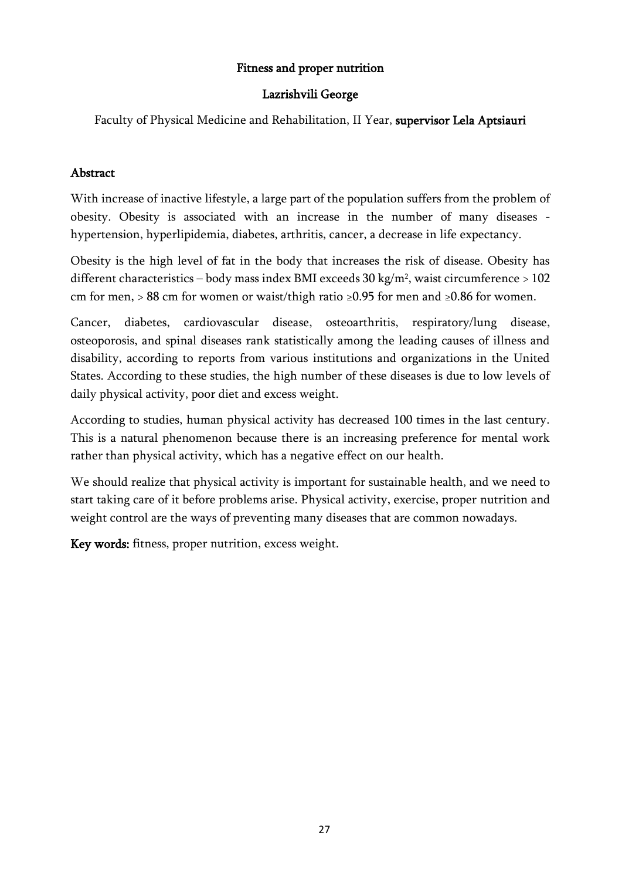# Fitness and proper nutrition

**Lazrishvili George**

Faculty of Physical Medicine and Rehabilitation, II Year, **supervisor Lela Aptsiauri**

## Abstract

With increase of inactive lifestyle, a large part of the population suffers from the problem of obesity. Obesity is associated with an increase in the number of many diseases - hypertension, hyperlipidemia, diabetes, arthritis, cancer, a decrease in life expectancy.

Obesity is the high level of fat in the body that increases the risk of disease. Obesity has different characteristics – body mass index BMI exceeds 30 $kg/m^2$, waist circumference > 102 cm for men, > 88 cm for women or waist/thigh ratio ≥0.95 for men and ≥0.86 for women.

Cancer, diabetes, cardiovascular disease, osteoarthritis, respiratory/lung disease, osteoporosis, and spinal diseases rank statistically among the leading causes of illness and disability, according to reports from various institutions and organizations in the United States. According to these studies, the high number of these diseases is due to low levels of daily physical activity, poor diet and excess weight.

According to studies, human physical activity has decreased 100 times in the last century. This is a natural phenomenon because there is an increasing preference for mental work rather than physical activity, which has a negative effect on our health.

We should realize that physical activity is important for sustainable health, and we need to start taking care of it before problems arise. Physical activity, exercise, proper nutrition and weight control are the ways of preventing many diseases that are common nowadays.

**Key words:** fitness, proper nutrition, excess weight.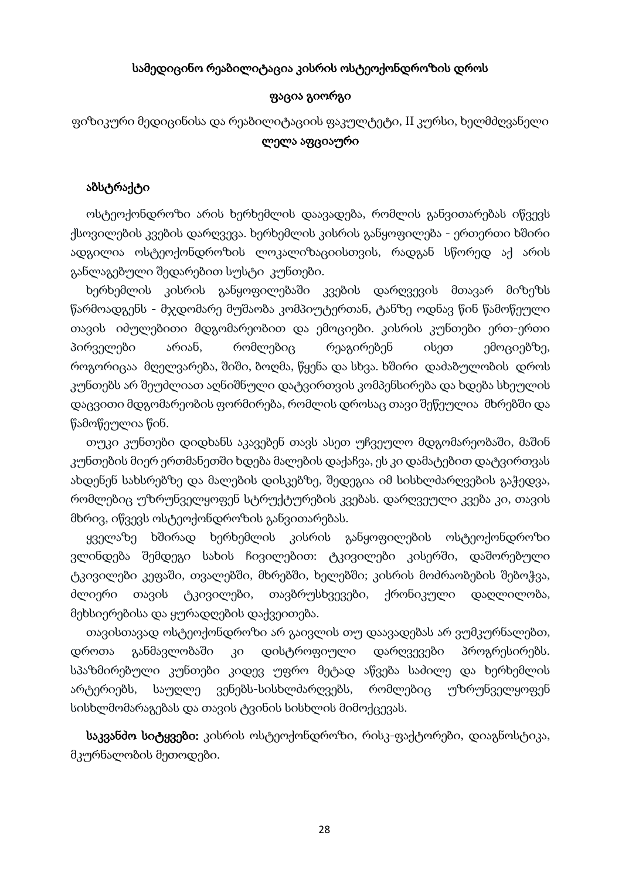**სამედიცინო რეაბილიტაცია კისრის ოსტეოქონდროზის დროს**

**ფაცია გიორგი**

ფიზიკური მედიცინისა და რეაბილიტაციის ფაკულტეტი, II კურსი, ხელმძღვანელი **ლელა აფციაური**

**აბსტრაქტი**

ოსტეოქონდროზი არის ხერხემლის დაავადება, რომლის განვითარებას იწვევს ქსოვილების კვების დარღვევა. ხერხემლის კისრის განყოფილება - ერთერთი ხშირი ადგილია ოსტეოქონდროზის ლოკალიზაციისთვის, რადგან სწორედ აქ არის განლაგებული შედარებით სუსტი კუნთები.

ხერხემლის კისრის განყოფილებაში კვების დარღვევის მთავარ მიზეზს წარმოადგენს - მჯდომარე მუშაობა კომპიუტერთან, ტანზე ოდნავ წინ წამოწეული თავის იძულებითი მდგომარეობით და ემოციები. კისრის კუნთები ერთ-ერთი პირველები არიან, რომლებიც რეაგირებენ ისეთ ემოციებზე, როგორიცაა მღელვარება, შიში, ბოღმა, წყენა და სხვა. ხშირი დაძაბულობის დროს კუნთებს არ შეუძლიათ აღნიშნული დატვირთვის კომპენსირება და ხდება სხეულის დაცვითი მდგომარეობის ფორმირება, რომლის დროსაც თავი შეწეულია მხრებში და წამოწეულია წინ.

თუკი კუნთები დიდხანს აკავებენ თავს ასეთ უჩვეულო მდგომარეობაში, მაშინ კუნთების მიერ ერთმანეთში ხდება მალების დაქაჩვა, ეს კი დამატებით დატვირთვას ახდენენ სახსრებზე და მალების დისკებზე, შედეგია იმ სისხლძარღვების გაჭედვა, რომლებიც უზრუნველყოფენ სტრუქტურების კვებას. დარღვეული კვება კი, თავის მხრივ, იწვევს ოსტეოქონდროზის განვითარებას.

ყველაზე ხშირად ხერხემლის კისრის განყოფილების ოსტეოქონდროზი ვლინდება შემდეგი სახის ჩივილებით: ტკივილები კისერში, დაშორებული ტკივილები კეფაში, თვალებში, მხრებში, ხელებში; კისრის მოძრაობების შეზღუდვა, ძლიერი თავის ტკივილები, თავბრუსხვევები, ქრონიკული დაღლილობა, მეხსიერებისა და ყურადღების დაქვეითება.

თავისთავად ოსტეოქონდროზი არ გაივლის თუ დაავადებას არ ვუმკურნალებთ, დროთა განმავლობაში კი დისტროფიული დარღვევები პროგრესირებს. სპაზმირებული კუნთები კიდევ უფრო მეტად აწვება საძილე და ხერხემლის არტერიებს, საუღლე ვენებს-სისხლძარღვებს, რომლებიც უზრუნველყოფენ სისხლმომარაგებას და თავის ტვინის სისხლის მიმოქცევას.

**საკვანძო სიტყვები:** კისრის ოსტეოქონდროზი, რისკ-ფაქტორები, დიაგნოსტიკა, მკურნალობის მეთოდები.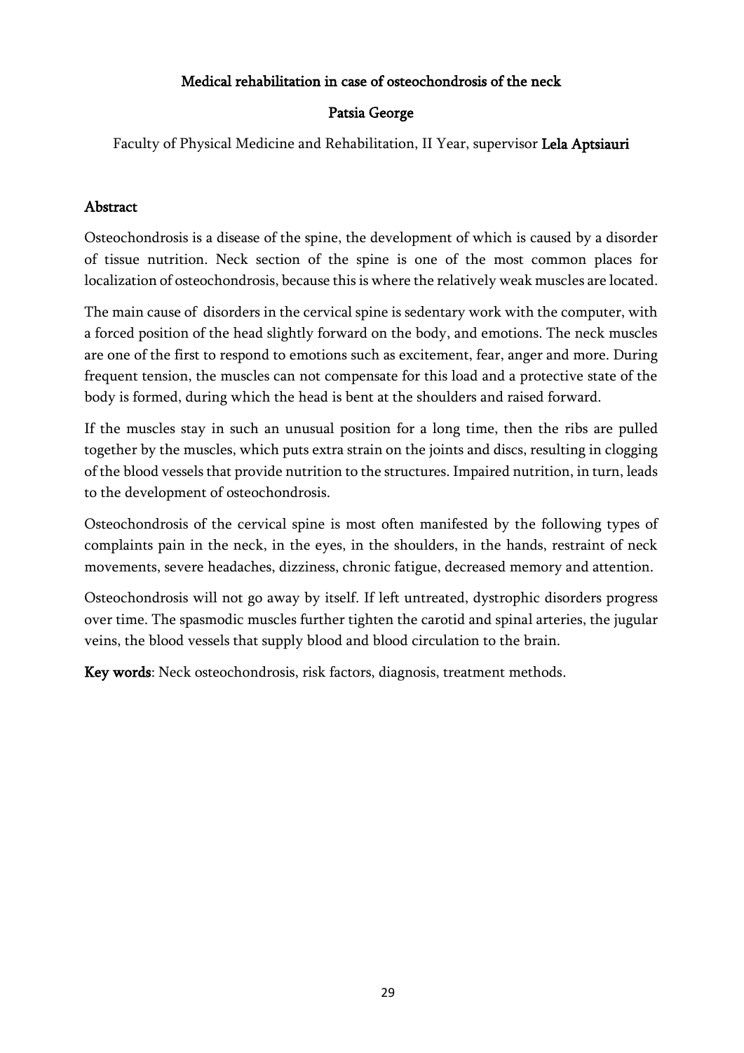# Medical rehabilitation in case of osteochondrosis of the neck

**Patsia George**

Faculty of Physical Medicine and Rehabilitation, II Year, supervisor **Lela Aptsiauri**

## Abstract

Osteochondrosis is a disease of the spine, the development of which is caused by a disorder of tissue nutrition. Neck section of the spine is one of the most common places for localization of osteochondrosis, because this is where the relatively weak muscles are located.

The main cause of disorders in the cervical spine is sedentary work with the computer, with a forced position of the head slightly forward on the body, and emotions. The neck muscles are one of the first to respond to emotions such as excitement, fear, anger and more. During frequent tension, the muscles can not compensate for this load and a protective state of the body is formed, during which the head is bent at the shoulders and raised forward.

If the muscles stay in such an unusual position for a long time, then the ribs are pulled together by the muscles, which puts extra strain on the joints and discs, resulting in clogging of the blood vessels that provide nutrition to the structures. Impaired nutrition, in turn, leads to the development of osteochondrosis.

Osteochondrosis of the cervical spine is most often manifested by the following types of complaints pain in the neck, in the eyes, in the shoulders, in the hands, restraint of neck movements, severe headaches, dizziness, chronic fatigue, decreased memory and attention.

Osteochondrosis will not go away by itself. If left untreated, dystrophic disorders progress over time. The spasmodic muscles further tighten the carotid and spinal arteries, the jugular veins, the blood vessels that supply blood and blood circulation to the brain.

**Key words**: Neck osteochondrosis, risk factors, diagnosis, treatment methods.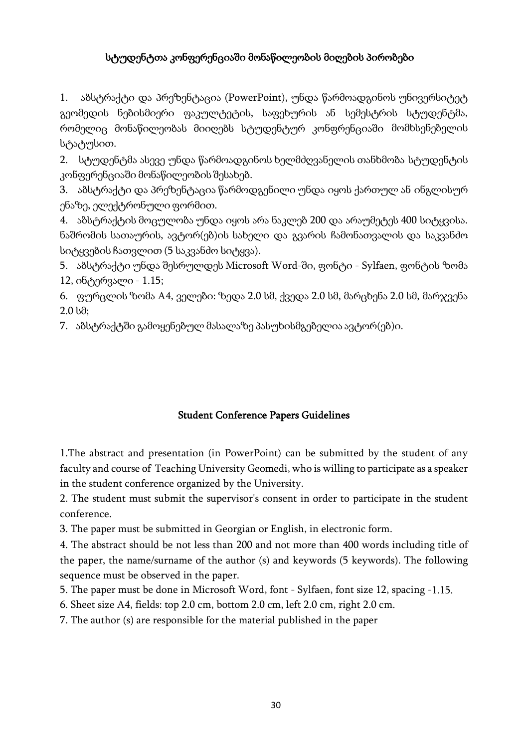### სტუდენტთა კონფერენციაში მონაწილეობის მიღების პირობები

1. აბსტრაქტი და პრეზენტაცია (PowerPoint), უნდა წარმოადგინოს უნივერსიტეტ გეომედის ნებისმიერი ფაკულტეტის, საფეხურის ან სემესტრის სტუდენტმა, რომელიც მონაწილეობას მიიღებს სტუდენტურ კონფერენციაში მომხსენებელის სტატუსით.
2. სტუდენტმა ასევე უნდა წარმოადგინოს ხელმძღვანელის თანხმობა სტუდენტის კონფერენციაში მონაწილეობის შესახებ.
3. აბსტრაქტი და პრეზენტაცია წარმოდგენილი უნდა იყოს ქართულ ან ინგლისურ ენაზე, ელექტრონული ფორმით.
4. აბსტრაქტის მოცულობა უნდა იყოს არა ნაკლებ 200 და არაუმეტეს 400 სიტყვისა. ნაშრომის სათაურის, ავტორ(ებ)ის სახელი და გვარის ჩამონათვალის და საკვანძო სიტყვების ჩათვლით (5 საკვანძო სიტყვა).
5. აბსტრაქტი უნდა შესრულდეს Microsoft Word-ში, ფონტი - Sylfaen, ფონტის ზომა 12, ინტერვალი - 1.15;
6. ფურცლის ზომა A4, ველები: ზედა 2.0 სმ, ქვედა 2.0 სმ, მარცხენა 2.0 სმ, მარჯვენა 2.0 სმ;
7. აბსტრაქტში გამოყენებულ მასალაზე პასუხისმგებელია ავტორ(ებ)ი.

### Student Conference Papers Guidelines

1.The abstract and presentation (in PowerPoint) can be submitted by the student of any faculty and course of Teaching University Geomedi, who is willing to participate as a speaker in the student conference organized by the University.

2. The student must submit the supervisor's consent in order to participate in the student conference.

3. The paper must be submitted in Georgian or English, in electronic form.

4. The abstract should be not less than 200 and not more than 400 words including title of the paper, the name/surname of the author (s) and keywords (5 keywords). The following sequence must be observed in the paper.

5. The paper must be done in Microsoft Word, font - Sylfaen, font size 12, spacing -1.15.

6. Sheet size A4, fields: top 2.0 cm, bottom 2.0 cm, left 2.0 cm, right 2.0 cm.

7. The author (s) are responsible for the material published in the paper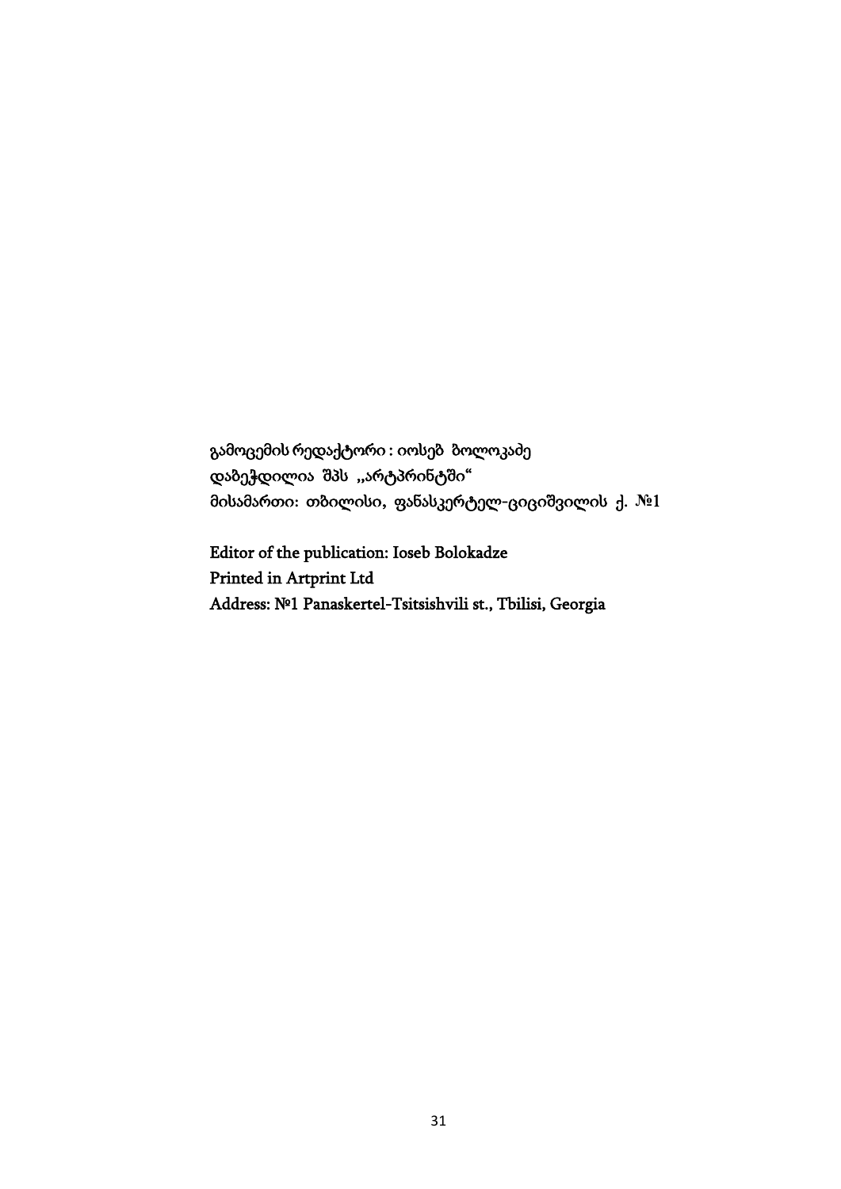გამოცემის რედაქტორი : იოსებ ბოლოკაძე
დაბეჭდილია შპს „არტპრინტში“
მისამართი: თბილისი, ფანასკერტელ-ციციშვილის ქ. №1

Editor of the publication: Ioseb Bolokadze
Printed in Artprint Ltd
Address: №1 Panaskertel-Tsitsishvili st., Tbilisi, Georgia